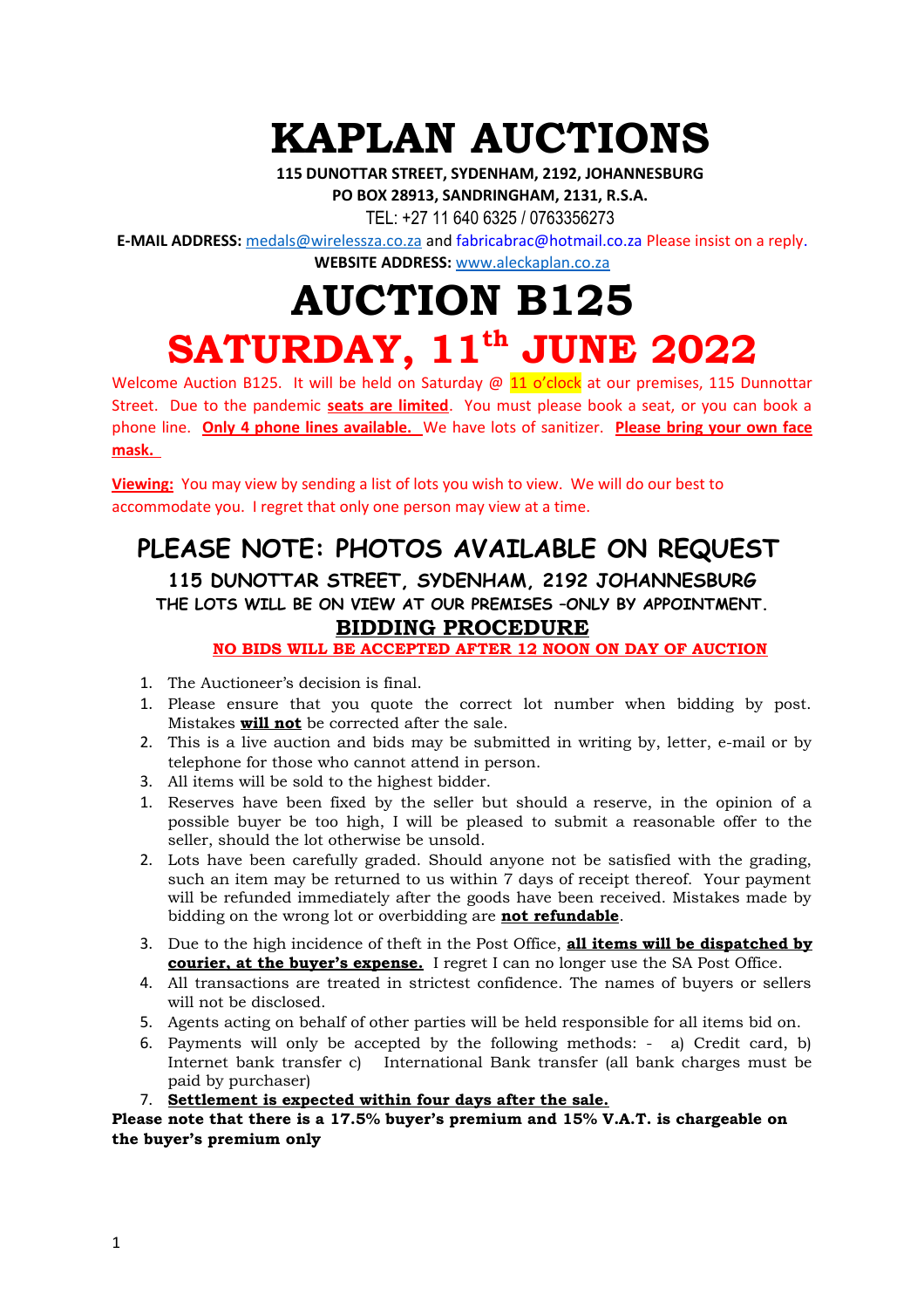# KAPLAN AUCTIONS

**115 DUNOTTAR STREET, SYDENHAM, 2192, JOHANNESBURG**
**PO BOX 28913, SANDRINGHAM, 2131, R.S.A.**
TEL: +27 11 640 6325 / 0763356273
**E-MAIL ADDRESS:** medals@wirelessza.co.za and fabricabrac@hotmail.co.za Please insist on a reply.
**WEBSITE ADDRESS:** www.aleckaplan.co.za

# AUCTION B125

# SATURDAY, 11th JUNE 2022

Welcome Auction B125. It will be held on Saturday @ 11 o'clock at our premises, 115 Dunnottar Street. Due to the pandemic **seats are limited**. You must please book a seat, or you can book a phone line. **Only 4 phone lines available.** We have lots of sanitizer. **Please bring your own face mask.**

**Viewing:** You may view by sending a list of lots you wish to view. We will do our best to accommodate you. I regret that only one person may view at a time.

## PLEASE NOTE: PHOTOS AVAILABLE ON REQUEST

### 115 DUNOTTAR STREET, SYDENHAM, 2192 JOHANNESBURG

THE LOTS WILL BE ON VIEW AT OUR PREMISES –ONLY BY APPOINTMENT.

## BIDDING PROCEDURE

**NO BIDS WILL BE ACCEPTED AFTER 12 NOON ON DAY OF AUCTION**

1. The Auctioneer's decision is final.
1. Please ensure that you quote the correct lot number when bidding by post. Mistakes **will not** be corrected after the sale.
2. This is a live auction and bids may be submitted in writing by, letter, e-mail or by telephone for those who cannot attend in person.
3. All items will be sold to the highest bidder.
1. Reserves have been fixed by the seller but should a reserve, in the opinion of a possible buyer be too high, I will be pleased to submit a reasonable offer to the seller, should the lot otherwise be unsold.
2. Lots have been carefully graded. Should anyone not be satisfied with the grading, such an item may be returned to us within 7 days of receipt thereof. Your payment will be refunded immediately after the goods have been received. Mistakes made by bidding on the wrong lot or overbidding are **not refundable**.
3. Due to the high incidence of theft in the Post Office, **all items will be dispatched by courier, at the buyer's expense.** I regret I can no longer use the SA Post Office.
4. All transactions are treated in strictest confidence. The names of buyers or sellers will not be disclosed.
5. Agents acting on behalf of other parties will be held responsible for all items bid on.
6. Payments will only be accepted by the following methods: - a) Credit card, b) Internet bank transfer c) International Bank transfer (all bank charges must be paid by purchaser)
7. **Settlement is expected within four days after the sale.**

**Please note that there is a 17.5% buyer's premium and 15% V.A.T. is chargeable on the buyer's premium only**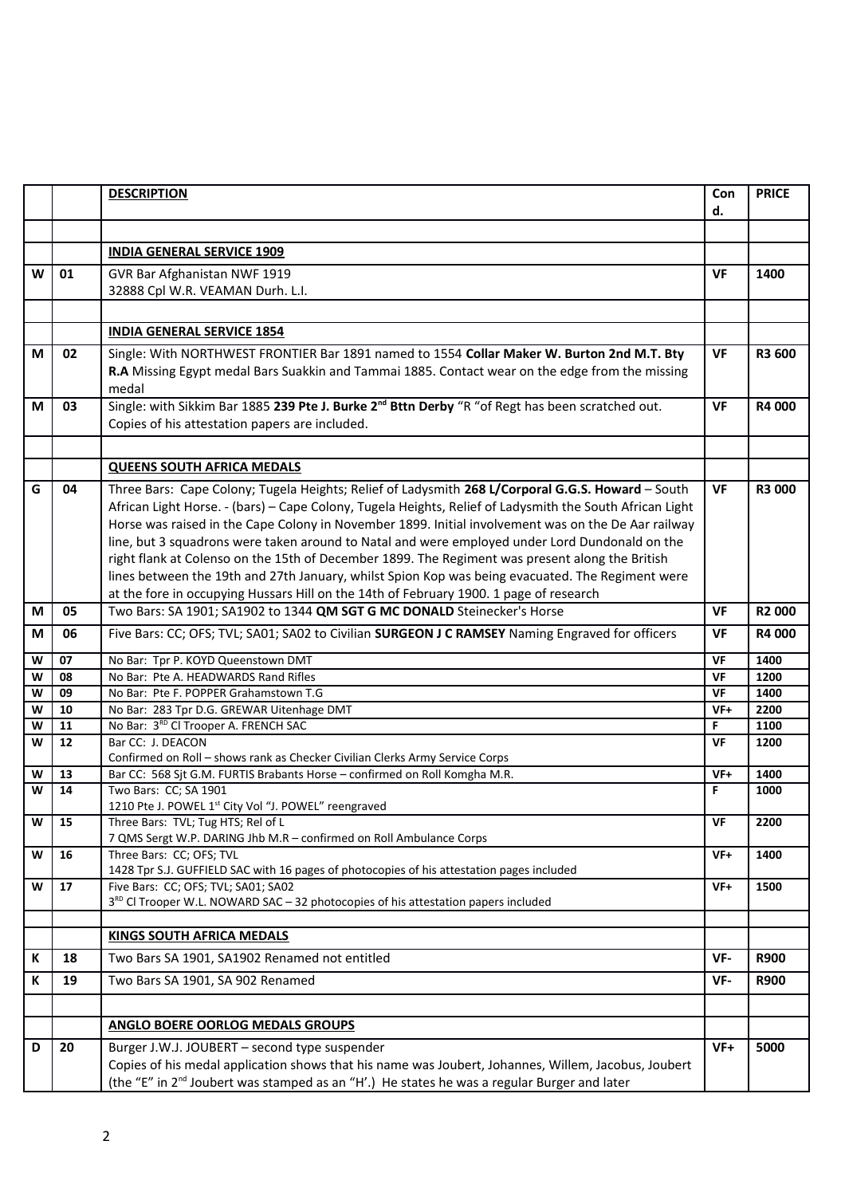| | | **DESCRIPTION** | Cond. | **PRICE** |
|---|---|---|---|---|
| | | | | |
| | | **INDIA GENERAL SERVICE 1909** | | |
| **W** | **01** | GVR Bar Afghanistan NWF 1919<br>32888 Cpl W.R. VEAMAN Durh. L.I. | **VF** | **1400** |
| | | | | |
| | | **INDIA GENERAL SERVICE 1854** | | |
| **M** | **02** | Single: With NORTHWEST FRONTIER Bar 1891 named to 1554 **Collar Maker W. Burton 2nd M.T. Bty R.A** Missing Egypt medal Bars Suakkin and Tammai 1885. Contact wear on the edge from the missing medal | **VF** | **R3 600** |
| **M** | **03** | Single: with Sikkim Bar 1885 **239 Pte J. Burke 2nd Bttn Derby** "R "of Regt has been scratched out. Copies of his attestation papers are included. | **VF** | **R4 000** |
| | | | | |
| | | **QUEENS SOUTH AFRICA MEDALS** | | |
| **G** | **04** | Three Bars: Cape Colony; Tugela Heights; Relief of Ladysmith **268 L/Corporal G.G.S. Howard** – South African Light Horse. - (bars) – Cape Colony, Tugela Heights, Relief of Ladysmith the South African Light Horse was raised in the Cape Colony in November 1899. Initial involvement was on the De Aar railway line, but 3 squadrons were taken around to Natal and were employed under Lord Dundonald on the right flank at Colenso on the 15th of December 1899. The Regiment was present along the British lines between the 19th and 27th January, whilst Spion Kop was being evacuated. The Regiment were at the fore in occupying Hussars Hill on the 14th of February 1900. 1 page of research | **VF** | **R3 000** |
| **M** | **05** | Two Bars: SA 1901; SA1902 to 1344 **QM SGT G MC DONALD** Steinecker's Horse | **VF** | **R2 000** |
| **M** | **06** | Five Bars: CC; OFS; TVL; SA01; SA02 to Civilian **SURGEON J C RAMSEY** Naming Engraved for officers | **VF** | **R4 000** |
| **W** | **07** | No Bar: Tpr P. KOYD Queenstown DMT | **VF** | **1400** |
| **W** | **08** | No Bar: Pte A. HEADWARDS Rand Rifles | **VF** | **1200** |
| **W** | **09** | No Bar: Pte F. POPPER Grahamstown T.G | **VF** | **1400** |
| **W** | **10** | No Bar: 283 Tpr D.G. GREWAR Uitenhage DMT | **VF+** | **2200** |
| **W** | **11** | No Bar: 3RD Cl Trooper A. FRENCH SAC | **F** | **1100** |
| **W** | **12** | Bar CC: J. DEACON<br>Confirmed on Roll – shows rank as Checker Civilian Clerks Army Service Corps | **VF** | **1200** |
| **W** | **13** | Bar CC: 568 Sjt G.M. FURTIS Brabants Horse – confirmed on Roll Komgha M.R. | **VF+** | **1400** |
| **W** | **14** | Two Bars: CC; SA 1901<br>1210 Pte J. POWEL 1st City Vol "J. POWEL" reengraved | **F** | **1000** |
| **W** | **15** | Three Bars: TVL; Tug HTS; Rel of L<br>7 QMS Sergt W.P. DARING Jhb M.R – confirmed on Roll Ambulance Corps | **VF** | **2200** |
| **W** | **16** | Three Bars: CC; OFS; TVL<br>1428 Tpr S.J. GUFFIELD SAC with 16 pages of photocopies of his attestation pages included | **VF+** | **1400** |
| **W** | **17** | Five Bars: CC; OFS; TVL; SA01; SA02<br>3RD Cl Trooper W.L. NOWARD SAC – 32 photocopies of his attestation papers included | **VF+** | **1500** |
| | | | | |
| | | **KINGS SOUTH AFRICA MEDALS** | | |
| **K** | **18** | Two Bars SA 1901, SA1902 Renamed not entitled | **VF-** | **R900** |
| **K** | **19** | Two Bars SA 1901, SA 902 Renamed | **VF-** | **R900** |
| | | | | |
| | | **ANGLO BOERE OORLOG MEDALS GROUPS** | | |
| **D** | **20** | Burger J.W.J. JOUBERT – second type suspender<br>Copies of his medal application shows that his name was Joubert, Johannes, Willem, Jacobus, Joubert (the "E" in 2nd Joubert was stamped as an "H'.) He states he was a regular Burger and later | **VF+** | **5000** |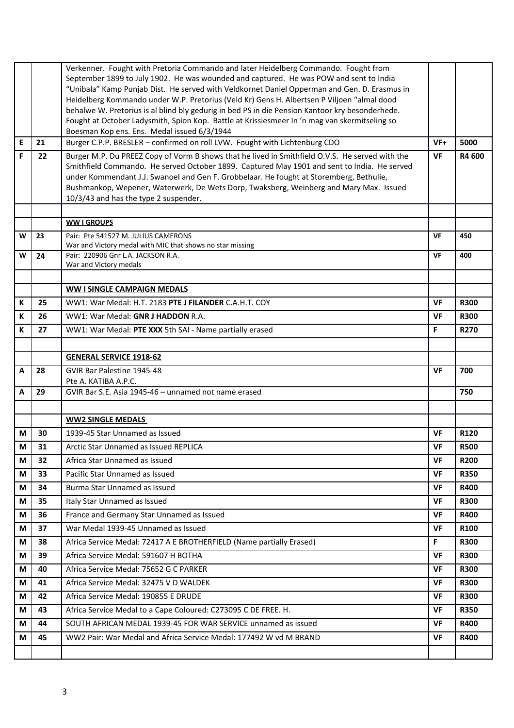| | | | | |
|---|---|---|---|---|
| | | Verkenner. Fought with Pretoria Commando and later Heidelberg Commando. Fought from September 1899 to July 1902. He was wounded and captured. He was POW and sent to India "Unibala" Kamp Punjab Dist. He served with Veldkornet Daniel Opperman and Gen. D. Erasmus in Heidelberg Kommando under W.P. Pretorius (Veld Kr) Gens H. Albertsen P Viljoen "almal dood behalwe W. Pretorius is al blind bly gedurig in bed PS in die Pension Kantoor kry besonderhede. Fought at October Ladysmith, Spion Kop. Battle at Krissiesmeer In 'n mag van skermitseling so Boesman Kop ens. Ens. Medal issued 6/3/1944 | | |
| E | 21 | Burger C.P.P. BRESLER – confirmed on roll LVW. Fought with Lichtenburg CDO | VF+ | 5000 |
| F | 22 | Burger M.P. Du PREEZ Copy of Vorm B shows that he lived in Smithfield O.V.S. He served with the Smithfield Commando. He served October 1899. Captured May 1901 and sent to India. He served under Kommandant J.J. Swanoel and Gen F. Grobbelaar. He fought at Storemberg, Bethulie, Bushmankop, Wepener, Waterwerk, De Wets Dorp, Twaksberg, Weinberg and Mary Max. Issued 10/3/43 and has the type 2 suspender. | VF | R4 600 |
| | | | | |
| | | **WW I GROUPS** | | |
| W | 23 | Pair: Pte 541527 M. JULIUS CAMERONS<br>War and Victory medal with MIC that shows no star missing | VF | 450 |
| W | 24 | Pair: 220906 Gnr L.A. JACKSON R.A.<br>War and Victory medals | VF | 400 |
| | | | | |
| | | **WW I SINGLE CAMPAIGN MEDALS** | | |
| K | 25 | WW1: War Medal: H.T. 2183 **PTE J FILANDER** C.A.H.T. COY | VF | **R300** |
| K | 26 | WW1: War Medal: **GNR J HADDON** R.A. | VF | **R300** |
| K | 27 | WW1: War Medal: **PTE XXX** 5th SAI - Name partially erased | F | **R270** |
| | | | | |
| | | **GENERAL SERVICE 1918-62** | | |
| A | 28 | GVIR Bar Palestine 1945-48<br>Pte A. KATIBA A.P.C. | VF | 700 |
| A | 29 | GVIR Bar S.E. Asia 1945-46 – unnamed not name erased | | 750 |
| | | | | |
| | | **WW2 SINGLE MEDALS** | | |
| M | 30 | 1939-45 Star Unnamed as Issued | VF | R120 |
| M | 31 | Arctic Star Unnamed as Issued REPLICA | VF | **R500** |
| M | 32 | Africa Star Unnamed as Issued | VF | **R200** |
| M | 33 | Pacific Star Unnamed as Issued | VF | **R350** |
| M | 34 | Burma Star Unnamed as Issued | VF | **R400** |
| M | 35 | Italy Star Unnamed as Issued | VF | **R300** |
| M | 36 | France and Germany Star Unnamed as Issued | VF | **R400** |
| M | 37 | War Medal 1939-45 Unnamed as Issued | VF | **R100** |
| M | 38 | Africa Service Medal: 72417 A E BROTHERFIELD (Name partially Erased) | F | **R300** |
| M | 39 | Africa Service Medal: 591607 H BOTHA | VF | **R300** |
| M | 40 | Africa Service Medal: 75652 G C PARKER | VF | **R300** |
| M | 41 | Africa Service Medal: 32475 V D WALDEK | VF | **R300** |
| M | 42 | Africa Service Medal: 190855 E DRUDE | VF | **R300** |
| M | 43 | Africa Service Medal to a Cape Coloured: C273095 C DE FREE. H. | VF | **R350** |
| M | 44 | SOUTH AFRICAN MEDAL 1939-45 FOR WAR SERVICE unnamed as issued | VF | **R400** |
| M | 45 | WW2 Pair: War Medal and Africa Service Medal: 177492 W vd M BRAND | VF | **R400** |
| | | | | |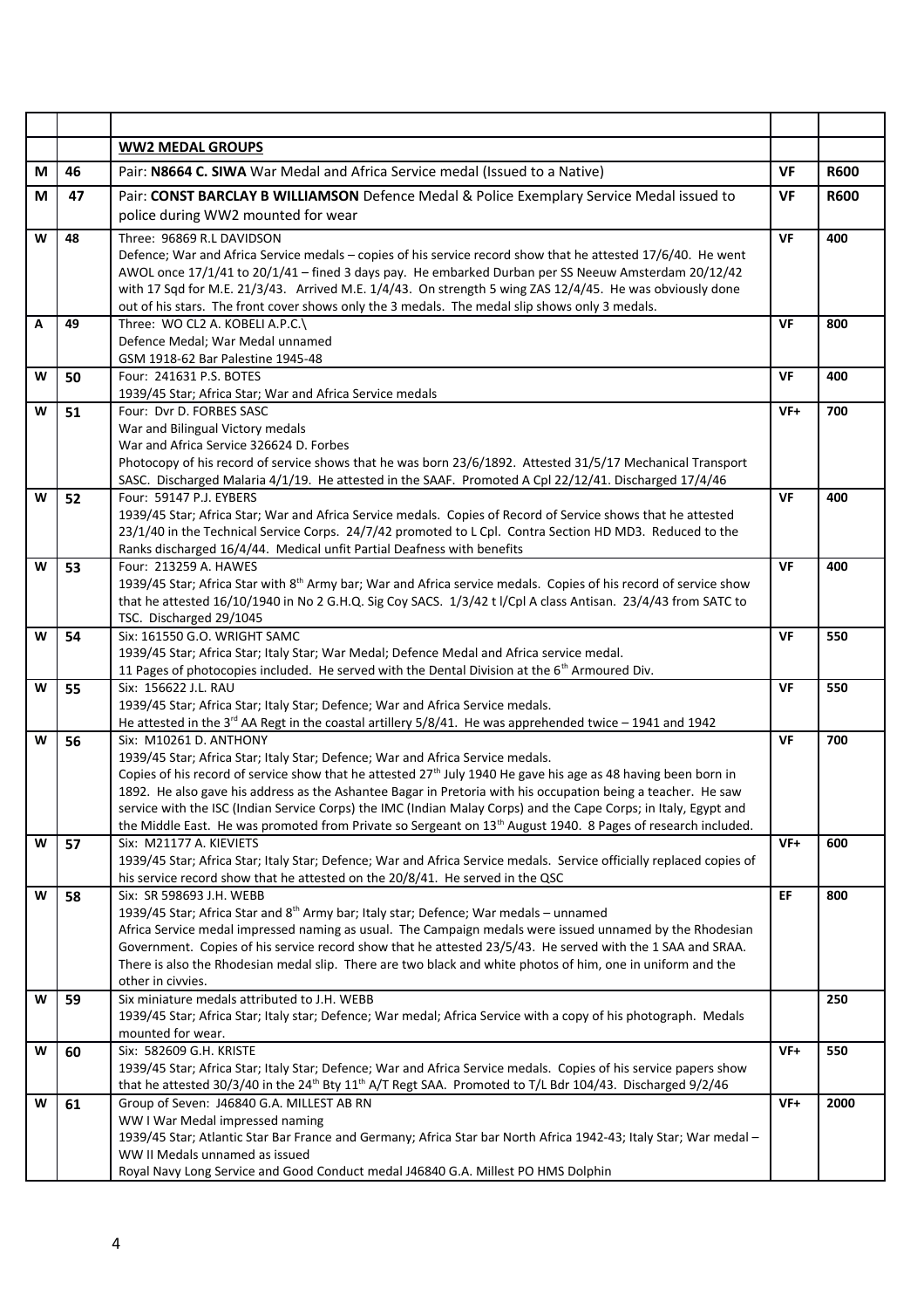| | | | | |
|---|---|---|---|---|
| | | **WW2 MEDAL GROUPS** | | |
| M | 46 | Pair: **N8664 C. SIWA** War Medal and Africa Service medal (Issued to a Native) | VF | R600 |
| M | 47 | Pair: **CONST BARCLAY B WILLIAMSON** Defence Medal & Police Exemplary Service Medal issued to police during WW2 mounted for wear | VF | R600 |
| W | 48 | Three: 96869 R.L DAVIDSON<br>Defence; War and Africa Service medals – copies of his service record show that he attested 17/6/40. He went AWOL once 17/1/41 to 20/1/41 – fined 3 days pay. He embarked Durban per SS Neeuw Amsterdam 20/12/42 with 17 Sqd for M.E. 21/3/43. Arrived M.E. 1/4/43. On strength 5 wing ZAS 12/4/45. He was obviously done out of his stars. The front cover shows only the 3 medals. The medal slip shows only 3 medals. | VF | 400 |
| A | 49 | Three: WO CL2 A. KOBELI A.P.C.\<br>Defence Medal; War Medal unnamed<br>GSM 1918-62 Bar Palestine 1945-48 | VF | 800 |
| W | 50 | Four: 241631 P.S. BOTES<br>1939/45 Star; Africa Star; War and Africa Service medals | VF | 400 |
| W | 51 | Four: Dvr D. FORBES SASC<br>War and Bilingual Victory medals<br>War and Africa Service 326624 D. Forbes<br>Photocopy of his record of service shows that he was born 23/6/1892. Attested 31/5/17 Mechanical Transport SASC. Discharged Malaria 4/1/19. He attested in the SAAF. Promoted A Cpl 22/12/41. Discharged 17/4/46 | VF+ | 700 |
| W | 52 | Four: 59147 P.J. EYBERS<br>1939/45 Star; Africa Star; War and Africa Service medals. Copies of Record of Service shows that he attested 23/1/40 in the Technical Service Corps. 24/7/42 promoted to L Cpl. Contra Section HD MD3. Reduced to the Ranks discharged 16/4/44. Medical unfit Partial Deafness with benefits | VF | 400 |
| W | 53 | Four: 213259 A. HAWES<br>1939/45 Star; Africa Star with 8th Army bar; War and Africa service medals. Copies of his record of service show that he attested 16/10/1940 in No 2 G.H.Q. Sig Coy SACS. 1/3/42 t l/Cpl A class Antisan. 23/4/43 from SATC to TSC. Discharged 29/1045 | VF | 400 |
| W | 54 | Six: 161550 G.O. WRIGHT SAMC<br>1939/45 Star; Africa Star; Italy Star; War Medal; Defence Medal and Africa service medal.<br>11 Pages of photocopies included. He served with the Dental Division at the 6th Armoured Div. | VF | 550 |
| W | 55 | Six: 156622 J.L. RAU<br>1939/45 Star; Africa Star; Italy Star; Defence; War and Africa Service medals.<br>He attested in the 3rd AA Regt in the coastal artillery 5/8/41. He was apprehended twice – 1941 and 1942 | VF | 550 |
| W | 56 | Six: M10261 D. ANTHONY<br>1939/45 Star; Africa Star; Italy Star; Defence; War and Africa Service medals.<br>Copies of his record of service show that he attested 27th July 1940 He gave his age as 48 having been born in 1892. He also gave his address as the Ashantee Bagar in Pretoria with his occupation being a teacher. He saw service with the ISC (Indian Service Corps) the IMC (Indian Malay Corps) and the Cape Corps; in Italy, Egypt and the Middle East. He was promoted from Private so Sergeant on 13th August 1940. 8 Pages of research included. | VF | 700 |
| W | 57 | Six: M21177 A. KIEVIETS<br>1939/45 Star; Africa Star; Italy Star; Defence; War and Africa Service medals. Service officially replaced copies of his service record show that he attested on the 20/8/41. He served in the QSC | VF+ | 600 |
| W | 58 | Six: SR 598693 J.H. WEBB<br>1939/45 Star; Africa Star and 8th Army bar; Italy star; Defence; War medals – unnamed<br>Africa Service medal impressed naming as usual. The Campaign medals were issued unnamed by the Rhodesian Government. Copies of his service record show that he attested 23/5/43. He served with the 1 SAA and SRAA. There is also the Rhodesian medal slip. There are two black and white photos of him, one in uniform and the other in civvies. | EF | 800 |
| W | 59 | Six miniature medals attributed to J.H. WEBB<br>1939/45 Star; Africa Star; Italy star; Defence; War medal; Africa Service with a copy of his photograph. Medals mounted for wear. | | 250 |
| W | 60 | Six: 582609 G.H. KRISTE<br>1939/45 Star; Africa Star; Italy Star; Defence; War and Africa Service medals. Copies of his service papers show that he attested 30/3/40 in the 24th Bty 11th A/T Regt SAA. Promoted to T/L Bdr 104/43. Discharged 9/2/46 | VF+ | 550 |
| W | 61 | Group of Seven: J46840 G.A. MILLEST AB RN<br>WW I War Medal impressed naming<br>1939/45 Star; Atlantic Star Bar France and Germany; Africa Star bar North Africa 1942-43; Italy Star; War medal – WW II Medals unnamed as issued<br>Royal Navy Long Service and Good Conduct medal J46840 G.A. Millest PO HMS Dolphin | VF+ | 2000 |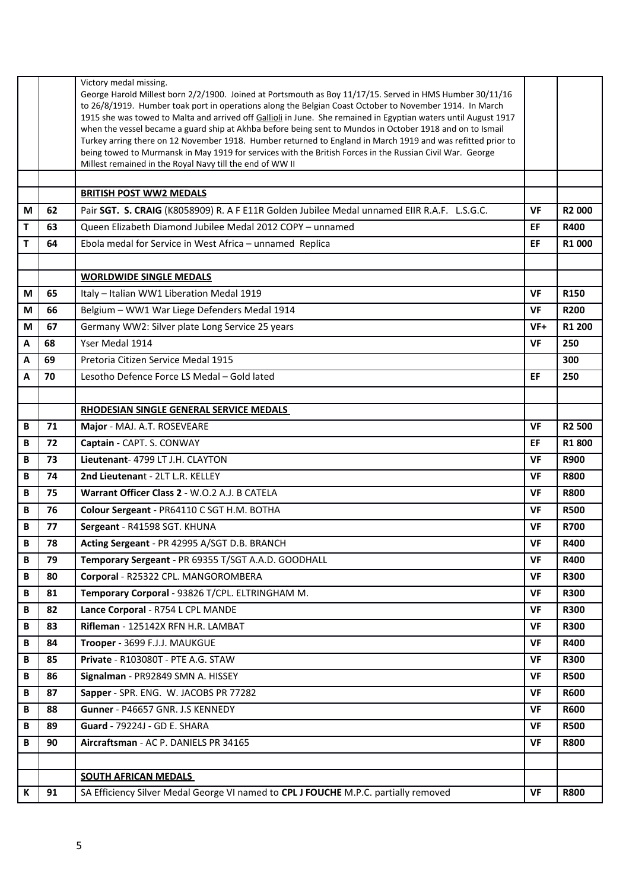| | | | | |
|---|---|---|---|---|
| | | Victory medal missing.<br>George Harold Millest born 2/2/1900. Joined at Portsmouth as Boy 11/17/15. Served in HMS Humber 30/11/16 to 26/8/1919. Humber toak port in operations along the Belgian Coast October to November 1914. In March 1915 she was towed to Malta and arrived off Gallioli in June. She remained in Egyptian waters until August 1917 when the vessel became a guard ship at Akhba before being sent to Mundos in October 1918 and on to Ismail Turkey arring there on 12 November 1918. Humber returned to England in March 1919 and was refitted prior to being towed to Murmansk in May 1919 for services with the British Forces in the Russian Civil War. George Millest remained in the Royal Navy till the end of WW II | | |
| | | | | |
| | | **BRITISH POST WW2 MEDALS** | | |
| M | 62 | Pair **SGT. S. CRAIG** (K8058909) R. A F E11R Golden Jubilee Medal unnamed EIIR R.A.F. L.S.G.C. | VF | **R2 000** |
| T | 63 | Queen Elizabeth Diamond Jubilee Medal 2012 COPY – unnamed | EF | **R400** |
| T | 64 | Ebola medal for Service in West Africa – unnamed Replica | EF | **R1 000** |
| | | | | |
| | | **WORLDWIDE SINGLE MEDALS** | | |
| M | 65 | Italy – Italian WW1 Liberation Medal 1919 | VF | **R150** |
| M | 66 | Belgium – WW1 War Liege Defenders Medal 1914 | VF | **R200** |
| M | 67 | Germany WW2: Silver plate Long Service 25 years | VF+ | **R1 200** |
| A | 68 | Yser Medal 1914 | VF | **250** |
| A | 69 | Pretoria Citizen Service Medal 1915 | | **300** |
| A | 70 | Lesotho Defence Force LS Medal – Gold lated | EF | **250** |
| | | | | |
| | | **RHODESIAN SINGLE GENERAL SERVICE MEDALS** | | |
| B | 71 | **Major** - MAJ. A.T. ROSEVEARE | VF | **R2 500** |
| B | 72 | **Captain** - CAPT. S. CONWAY | EF | **R1 800** |
| B | 73 | **Lieutenant**- 4799 LT J.H. CLAYTON | VF | **R900** |
| B | 74 | **2nd Lieutenant** - 2LT L.R. KELLEY | VF | **R800** |
| B | 75 | **Warrant Officer Class 2** - W.O.2 A.J. B CATELA | VF | **R800** |
| B | 76 | **Colour Sergeant** - PR64110 C SGT H.M. BOTHA | VF | **R500** |
| B | 77 | **Sergeant** - R41598 SGT. KHUNA | VF | **R700** |
| B | 78 | **Acting Sergeant** - PR 42995 A/SGT D.B. BRANCH | VF | **R400** |
| B | 79 | **Temporary Sergeant** - PR 69355 T/SGT A.A.D. GOODHALL | VF | **R400** |
| B | 80 | **Corporal** - R25322 CPL. MANGOROMBERA | VF | **R300** |
| B | 81 | **Temporary Corporal** - 93826 T/CPL. ELTRINGHAM M. | VF | **R300** |
| B | 82 | **Lance Corporal** - R754 L CPL MANDE | VF | **R300** |
| B | 83 | **Rifleman** - 125142X RFN H.R. LAMBAT | VF | **R300** |
| B | 84 | **Trooper** - 3699 F.J.J. MAUKGUE | VF | **R400** |
| B | 85 | **Private** - R103080T - PTE A.G. STAW | VF | **R300** |
| B | 86 | **Signalman** - PR92849 SMN A. HISSEY | VF | **R500** |
| B | 87 | **Sapper** - SPR. ENG. W. JACOBS PR 77282 | VF | **R600** |
| B | 88 | **Gunner** - P46657 GNR. J.S KENNEDY | VF | **R600** |
| B | 89 | **Guard** - 79224J - GD E. SHARA | VF | **R500** |
| B | 90 | **Aircraftsman** - AC P. DANIELS PR 34165 | VF | **R800** |
| | | | | |
| | | **SOUTH AFRICAN MEDALS** | | |
| K | 91 | SA Efficiency Silver Medal George VI named to **CPL J FOUCHE** M.P.C. partially removed | VF | **R800** |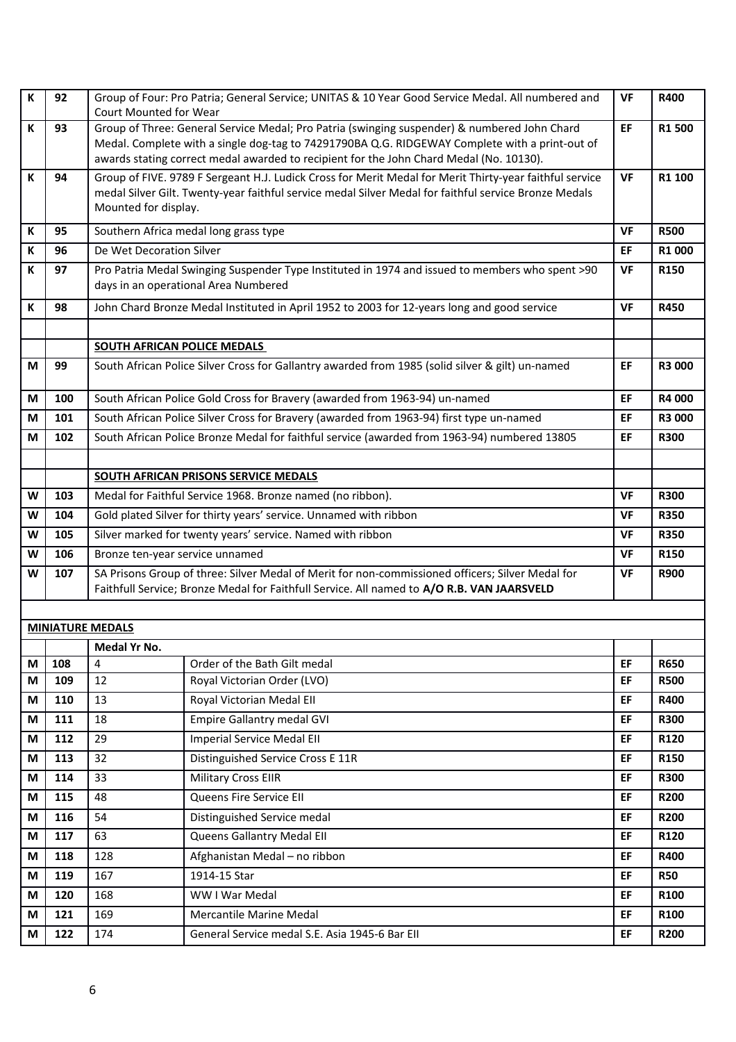| | | | | |
|---|---|---|---|---|
| K | 92 | Group of Four: Pro Patria; General Service; UNITAS & 10 Year Good Service Medal. All numbered and Court Mounted for Wear | VF | R400 |
| K | 93 | Group of Three: General Service Medal; Pro Patria (swinging suspender) & numbered John Chard Medal. Complete with a single dog-tag to 74291790BA Q.G. RIDGEWAY Complete with a print-out of awards stating correct medal awarded to recipient for the John Chard Medal (No. 10130). | EF | R1 500 |
| K | 94 | Group of FIVE. 9789 F Sergeant H.J. Ludick Cross for Merit Medal for Merit Thirty-year faithful service medal Silver Gilt. Twenty-year faithful service medal Silver Medal for faithful service Bronze Medals Mounted for display. | VF | R1 100 |
| K | 95 | Southern Africa medal long grass type | VF | R500 |
| K | 96 | De Wet Decoration Silver | EF | R1 000 |
| K | 97 | Pro Patria Medal Swinging Suspender Type Instituted in 1974 and issued to members who spent >90 days in an operational Area Numbered | VF | R150 |
| K | 98 | John Chard Bronze Medal Instituted in April 1952 to 2003 for 12-years long and good service | VF | R450 |
| | | | | |
| | | **SOUTH AFRICAN POLICE MEDALS** | | |
| M | 99 | South African Police Silver Cross for Gallantry awarded from 1985 (solid silver & gilt) un-named | EF | R3 000 |
| M | 100 | South African Police Gold Cross for Bravery (awarded from 1963-94) un-named | EF | R4 000 |
| M | 101 | South African Police Silver Cross for Bravery (awarded from 1963-94) first type un-named | EF | R3 000 |
| M | 102 | South African Police Bronze Medal for faithful service (awarded from 1963-94) numbered 13805 | EF | R300 |
| | | | | |
| | | **SOUTH AFRICAN PRISONS SERVICE MEDALS** | | |
| W | 103 | Medal for Faithful Service 1968. Bronze named (no ribbon). | VF | R300 |
| W | 104 | Gold plated Silver for thirty years' service. Unnamed with ribbon | VF | R350 |
| W | 105 | Silver marked for twenty years' service. Named with ribbon | VF | R350 |
| W | 106 | Bronze ten-year service unnamed | VF | R150 |
| W | 107 | SA Prisons Group of three: Silver Medal of Merit for non-commissioned officers; Silver Medal for Faithfull Service; Bronze Medal for Faithfull Service. All named to **A/O R.B. VAN JAARSVELD** | VF | R900 |

**MINIATURE MEDALS**

| | | Medal Yr No. | | | |
|---|---|---|---|---|---|
| M | 108 | 4 | Order of the Bath Gilt medal | EF | R650 |
| M | 109 | 12 | Royal Victorian Order (LVO) | EF | R500 |
| M | 110 | 13 | Royal Victorian Medal EII | EF | R400 |
| M | 111 | 18 | Empire Gallantry medal GVI | EF | R300 |
| M | 112 | 29 | Imperial Service Medal EII | EF | R120 |
| M | 113 | 32 | Distinguished Service Cross E 11R | EF | R150 |
| M | 114 | 33 | Military Cross EIIR | EF | R300 |
| M | 115 | 48 | Queens Fire Service EII | EF | R200 |
| M | 116 | 54 | Distinguished Service medal | EF | R200 |
| M | 117 | 63 | Queens Gallantry Medal EII | EF | R120 |
| M | 118 | 128 | Afghanistan Medal – no ribbon | EF | R400 |
| M | 119 | 167 | 1914-15 Star | EF | R50 |
| M | 120 | 168 | WW I War Medal | EF | R100 |
| M | 121 | 169 | Mercantile Marine Medal | EF | R100 |
| M | 122 | 174 | General Service medal S.E. Asia 1945-6 Bar EII | EF | R200 |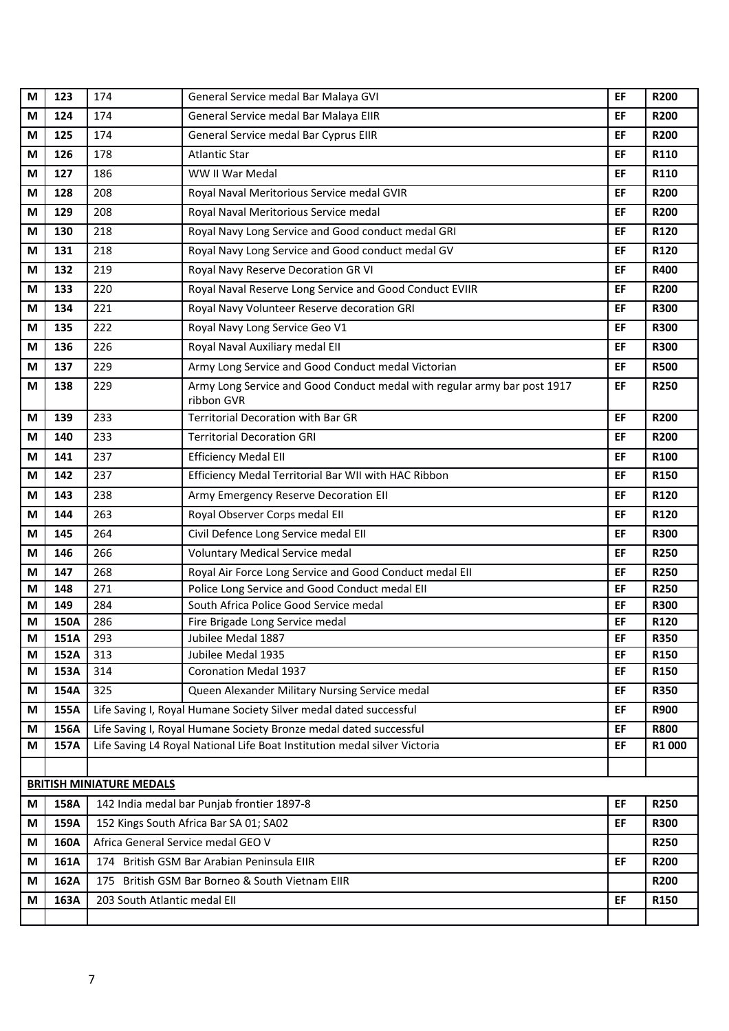| | | | | | |
|---|---|---|---|---|---|
| M | 123 | 174 | General Service medal Bar Malaya GVI | EF | R200 |
| M | 124 | 174 | General Service medal Bar Malaya EIIR | EF | R200 |
| M | 125 | 174 | General Service medal Bar Cyprus EIIR | EF | R200 |
| M | 126 | 178 | Atlantic Star | EF | R110 |
| M | 127 | 186 | WW II War Medal | EF | R110 |
| M | 128 | 208 | Royal Naval Meritorious Service medal GVIR | EF | R200 |
| M | 129 | 208 | Royal Naval Meritorious Service medal | EF | R200 |
| M | 130 | 218 | Royal Navy Long Service and Good conduct medal GRI | EF | R120 |
| M | 131 | 218 | Royal Navy Long Service and Good conduct medal GV | EF | R120 |
| M | 132 | 219 | Royal Navy Reserve Decoration GR VI | EF | R400 |
| M | 133 | 220 | Royal Naval Reserve Long Service and Good Conduct EVIIR | EF | R200 |
| M | 134 | 221 | Royal Navy Volunteer Reserve decoration GRI | EF | R300 |
| M | 135 | 222 | Royal Navy Long Service Geo V1 | EF | R300 |
| M | 136 | 226 | Royal Naval Auxiliary medal EII | EF | R300 |
| M | 137 | 229 | Army Long Service and Good Conduct medal Victorian | EF | R500 |
| M | 138 | 229 | Army Long Service and Good Conduct medal with regular army bar post 1917 ribbon GVR | EF | R250 |
| M | 139 | 233 | Territorial Decoration with Bar GR | EF | R200 |
| M | 140 | 233 | Territorial Decoration GRI | EF | R200 |
| M | 141 | 237 | Efficiency Medal EII | EF | R100 |
| M | 142 | 237 | Efficiency Medal Territorial Bar WII with HAC Ribbon | EF | R150 |
| M | 143 | 238 | Army Emergency Reserve Decoration EII | EF | R120 |
| M | 144 | 263 | Royal Observer Corps medal EII | EF | R120 |
| M | 145 | 264 | Civil Defence Long Service medal EII | EF | R300 |
| M | 146 | 266 | Voluntary Medical Service medal | EF | R250 |
| M | 147 | 268 | Royal Air Force Long Service and Good Conduct medal EII | EF | R250 |
| M | 148 | 271 | Police Long Service and Good Conduct medal EII | EF | R250 |
| M | 149 | 284 | South Africa Police Good Service medal | EF | R300 |
| M | 150A | 286 | Fire Brigade Long Service medal | EF | R120 |
| M | 151A | 293 | Jubilee Medal 1887 | EF | R350 |
| M | 152A | 313 | Jubilee Medal 1935 | EF | R150 |
| M | 153A | 314 | Coronation Medal 1937 | EF | R150 |
| M | 154A | 325 | Queen Alexander Military Nursing Service medal | EF | R350 |
| M | 155A | Life Saving I, Royal Humane Society Silver medal dated successful | | EF | R900 |
| M | 156A | Life Saving I, Royal Humane Society Bronze medal dated successful | | EF | R800 |
| M | 157A | Life Saving L4 Royal National Life Boat Institution medal silver Victoria | | EF | R1 000 |
| | | | | | |
| **BRITISH MINIATURE MEDALS** | | | | | |
| M | 158A | 142 India medal bar Punjab frontier 1897-8 | | EF | R250 |
| M | 159A | 152 Kings South Africa Bar SA 01; SA02 | | EF | R300 |
| M | 160A | Africa General Service medal GEO V | | | R250 |
| M | 161A | 174 British GSM Bar Arabian Peninsula EIIR | | EF | R200 |
| M | 162A | 175 British GSM Bar Borneo & South Vietnam EIIR | | | R200 |
| M | 163A | 203 South Atlantic medal EII | | EF | R150 |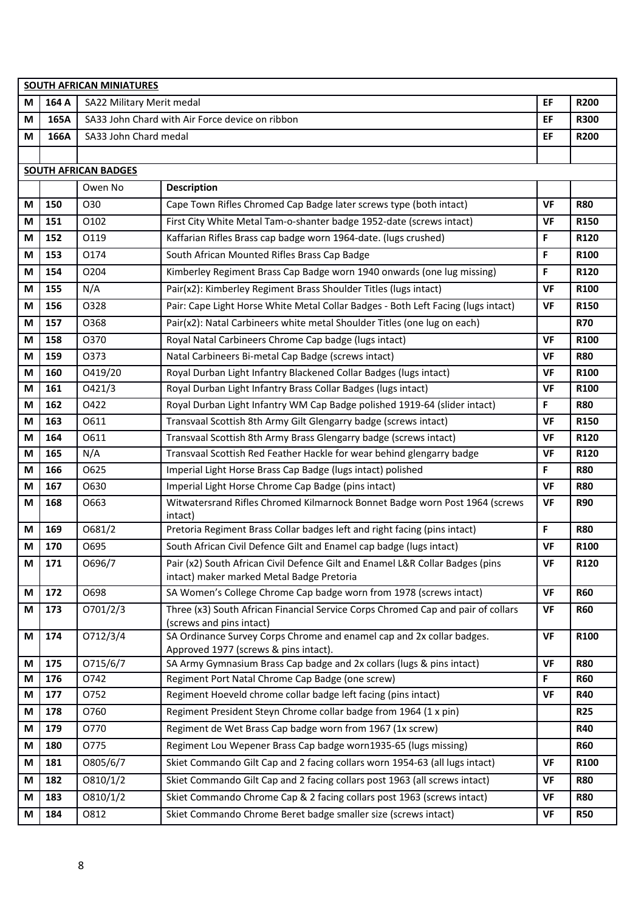| **SOUTH AFRICAN MINIATURES** | | | | | |
|---|---|---|---|---|---|
| M | 164 A | SA22 Military Merit medal | | EF | R200 |
| M | 165A | SA33 John Chard with Air Force device on ribbon | | EF | R300 |
| M | 166A | SA33 John Chard medal | | EF | R200 |
| | | | | | |
| **SOUTH AFRICAN BADGES** | | | | | |
| | | Owen No | **Description** | | |
| M | 150 | O30 | Cape Town Rifles Chromed Cap Badge later screws type (both intact) | VF | R80 |
| M | 151 | O102 | First City White Metal Tam-o-shanter badge 1952-date (screws intact) | VF | R150 |
| M | 152 | O119 | Kaffarian Rifles Brass cap badge worn 1964-date. (lugs crushed) | F | R120 |
| M | 153 | O174 | South African Mounted Rifles Brass Cap Badge | F | R100 |
| M | 154 | O204 | Kimberley Regiment Brass Cap Badge worn 1940 onwards (one lug missing) | F | R120 |
| M | 155 | N/A | Pair(x2): Kimberley Regiment Brass Shoulder Titles (lugs intact) | VF | R100 |
| M | 156 | O328 | Pair: Cape Light Horse White Metal Collar Badges - Both Left Facing (lugs intact) | VF | R150 |
| M | 157 | O368 | Pair(x2): Natal Carbineers white metal Shoulder Titles (one lug on each) | | R70 |
| M | 158 | O370 | Royal Natal Carbineers Chrome Cap badge (lugs intact) | VF | R100 |
| M | 159 | O373 | Natal Carbineers Bi-metal Cap Badge (screws intact) | VF | R80 |
| M | 160 | O419/20 | Royal Durban Light Infantry Blackened Collar Badges (lugs intact) | VF | R100 |
| M | 161 | O421/3 | Royal Durban Light Infantry Brass Collar Badges (lugs intact) | VF | R100 |
| M | 162 | O422 | Royal Durban Light Infantry WM Cap Badge polished 1919-64 (slider intact) | F | R80 |
| M | 163 | O611 | Transvaal Scottish 8th Army Gilt Glengarry badge (screws intact) | VF | R150 |
| M | 164 | O611 | Transvaal Scottish 8th Army Brass Glengarry badge (screws intact) | VF | R120 |
| M | 165 | N/A | Transvaal Scottish Red Feather Hackle for wear behind glengarry badge | VF | R120 |
| M | 166 | O625 | Imperial Light Horse Brass Cap Badge (lugs intact) polished | F | R80 |
| M | 167 | O630 | Imperial Light Horse Chrome Cap Badge (pins intact) | VF | R80 |
| M | 168 | O663 | Witwatersrand Rifles Chromed Kilmarnock Bonnet Badge worn Post 1964 (screws intact) | VF | R90 |
| M | 169 | O681/2 | Pretoria Regiment Brass Collar badges left and right facing (pins intact) | F | R80 |
| M | 170 | O695 | South African Civil Defence Gilt and Enamel cap badge (lugs intact) | VF | R100 |
| M | 171 | O696/7 | Pair (x2) South African Civil Defence Gilt and Enamel L&R Collar Badges (pins intact) maker marked Metal Badge Pretoria | VF | R120 |
| M | 172 | O698 | SA Women's College Chrome Cap badge worn from 1978 (screws intact) | VF | R60 |
| M | 173 | O701/2/3 | Three (x3) South African Financial Service Corps Chromed Cap and pair of collars (screws and pins intact) | VF | R60 |
| M | 174 | O712/3/4 | SA Ordinance Survey Corps Chrome and enamel cap and 2x collar badges. Approved 1977 (screws & pins intact). | VF | R100 |
| M | 175 | O715/6/7 | SA Army Gymnasium Brass Cap badge and 2x collars (lugs & pins intact) | VF | R80 |
| M | 176 | O742 | Regiment Port Natal Chrome Cap Badge (one screw) | F | R60 |
| M | 177 | O752 | Regiment Hoeveld chrome collar badge left facing (pins intact) | VF | R40 |
| M | 178 | O760 | Regiment President Steyn Chrome collar badge from 1964 (1 x pin) | | R25 |
| M | 179 | O770 | Regiment de Wet Brass Cap badge worn from 1967 (1x screw) | | R40 |
| M | 180 | O775 | Regiment Lou Wepener Brass Cap badge worn1935-65 (lugs missing) | | R60 |
| M | 181 | O805/6/7 | Skiet Commando Gilt Cap and 2 facing collars worn 1954-63 (all lugs intact) | VF | R100 |
| M | 182 | O810/1/2 | Skiet Commando Gilt Cap and 2 facing collars post 1963 (all screws intact) | VF | R80 |
| M | 183 | O810/1/2 | Skiet Commando Chrome Cap & 2 facing collars post 1963 (screws intact) | VF | R80 |
| M | 184 | O812 | Skiet Commando Chrome Beret badge smaller size (screws intact) | VF | R50 |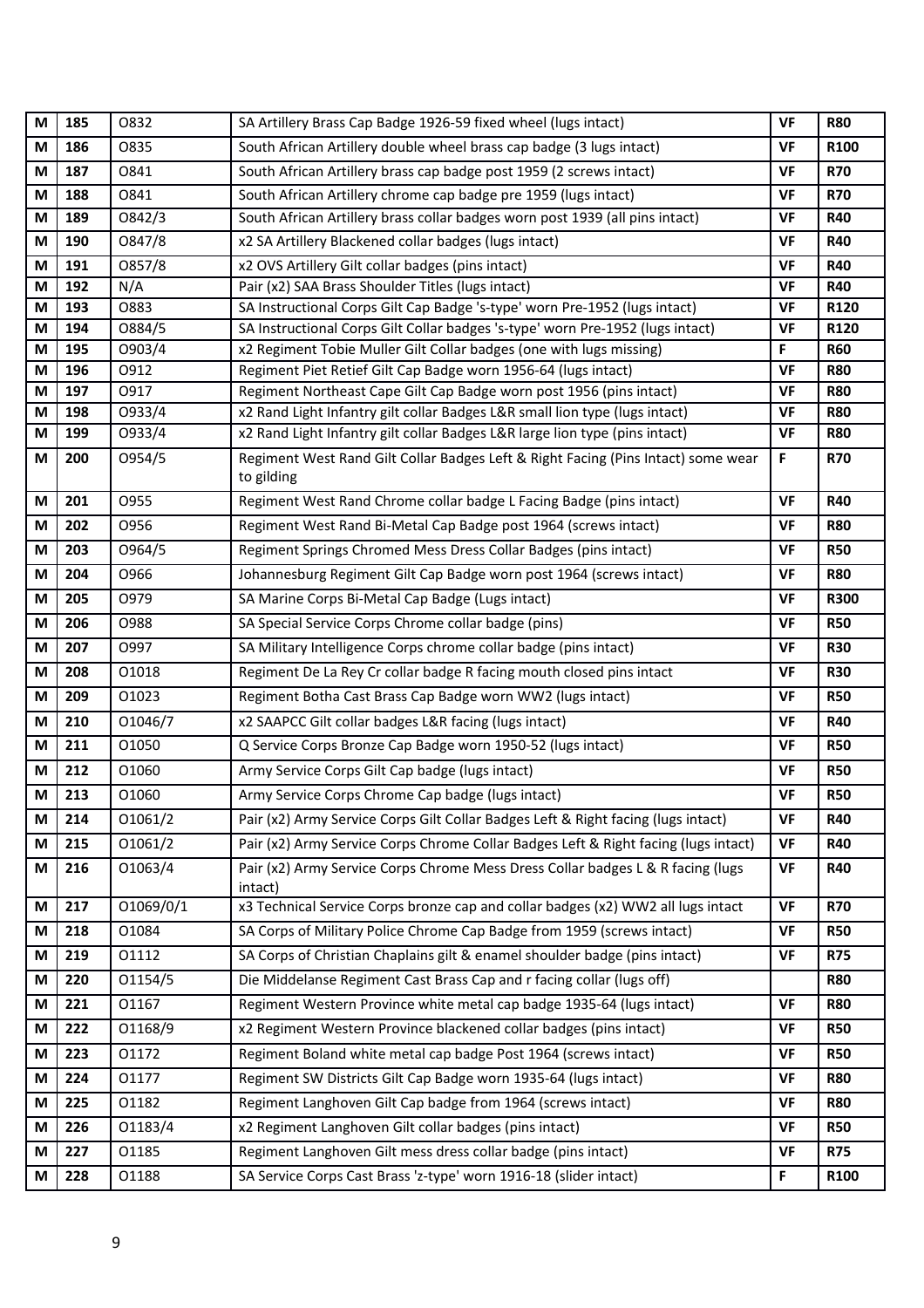| M | 185 | O832 | SA Artillery Brass Cap Badge 1926-59 fixed wheel (lugs intact) | VF | R80 |
|---|---|---|---|---|---|
| M | 186 | O835 | South African Artillery double wheel brass cap badge (3 lugs intact) | VF | R100 |
| M | 187 | O841 | South African Artillery brass cap badge post 1959 (2 screws intact) | VF | R70 |
| M | 188 | O841 | South African Artillery chrome cap badge pre 1959 (lugs intact) | VF | R70 |
| M | 189 | O842/3 | South African Artillery brass collar badges worn post 1939 (all pins intact) | VF | R40 |
| M | 190 | O847/8 | x2 SA Artillery Blackened collar badges (lugs intact) | VF | R40 |
| M | 191 | O857/8 | x2 OVS Artillery Gilt collar badges (pins intact) | VF | R40 |
| M | 192 | N/A | Pair (x2) SAA Brass Shoulder Titles (lugs intact) | VF | R40 |
| M | 193 | O883 | SA Instructional Corps Gilt Cap Badge 's-type' worn Pre-1952 (lugs intact) | VF | R120 |
| M | 194 | O884/5 | SA Instructional Corps Gilt Collar badges 's-type' worn Pre-1952 (lugs intact) | VF | R120 |
| M | 195 | O903/4 | x2 Regiment Tobie Muller Gilt Collar badges (one with lugs missing) | F | R60 |
| M | 196 | O912 | Regiment Piet Retief Gilt Cap Badge worn 1956-64 (lugs intact) | VF | R80 |
| M | 197 | O917 | Regiment Northeast Cape Gilt Cap Badge worn post 1956 (pins intact) | VF | R80 |
| M | 198 | O933/4 | x2 Rand Light Infantry gilt collar Badges L&R small lion type (lugs intact) | VF | R80 |
| M | 199 | O933/4 | x2 Rand Light Infantry gilt collar Badges L&R large lion type (pins intact) | VF | R80 |
| M | 200 | O954/5 | Regiment West Rand Gilt Collar Badges Left & Right Facing (Pins Intact) some wear to gilding | F | R70 |
| M | 201 | O955 | Regiment West Rand Chrome collar badge L Facing Badge (pins intact) | VF | R40 |
| M | 202 | O956 | Regiment West Rand Bi-Metal Cap Badge post 1964 (screws intact) | VF | R80 |
| M | 203 | O964/5 | Regiment Springs Chromed Mess Dress Collar Badges (pins intact) | VF | R50 |
| M | 204 | O966 | Johannesburg Regiment Gilt Cap Badge worn post 1964 (screws intact) | VF | R80 |
| M | 205 | O979 | SA Marine Corps Bi-Metal Cap Badge (Lugs intact) | VF | R300 |
| M | 206 | O988 | SA Special Service Corps Chrome collar badge (pins) | VF | R50 |
| M | 207 | O997 | SA Military Intelligence Corps chrome collar badge (pins intact) | VF | R30 |
| M | 208 | O1018 | Regiment De La Rey Cr collar badge R facing mouth closed pins intact | VF | R30 |
| M | 209 | O1023 | Regiment Botha Cast Brass Cap Badge worn WW2 (lugs intact) | VF | R50 |
| M | 210 | O1046/7 | x2 SAAPCC Gilt collar badges L&R facing (lugs intact) | VF | R40 |
| M | 211 | O1050 | Q Service Corps Bronze Cap Badge worn 1950-52 (lugs intact) | VF | R50 |
| M | 212 | O1060 | Army Service Corps Gilt Cap badge (lugs intact) | VF | R50 |
| M | 213 | O1060 | Army Service Corps Chrome Cap badge (lugs intact) | VF | R50 |
| M | 214 | O1061/2 | Pair (x2) Army Service Corps Gilt Collar Badges Left & Right facing (lugs intact) | VF | R40 |
| M | 215 | O1061/2 | Pair (x2) Army Service Corps Chrome Collar Badges Left & Right facing (lugs intact) | VF | R40 |
| M | 216 | O1063/4 | Pair (x2) Army Service Corps Chrome Mess Dress Collar badges L & R facing (lugs intact) | VF | R40 |
| M | 217 | O1069/0/1 | x3 Technical Service Corps bronze cap and collar badges (x2) WW2 all lugs intact | VF | R70 |
| M | 218 | O1084 | SA Corps of Military Police Chrome Cap Badge from 1959 (screws intact) | VF | R50 |
| M | 219 | O1112 | SA Corps of Christian Chaplains gilt & enamel shoulder badge (pins intact) | VF | R75 |
| M | 220 | O1154/5 | Die Middelanse Regiment Cast Brass Cap and r facing collar (lugs off) | | R80 |
| M | 221 | O1167 | Regiment Western Province white metal cap badge 1935-64 (lugs intact) | VF | R80 |
| M | 222 | O1168/9 | x2 Regiment Western Province blackened collar badges (pins intact) | VF | R50 |
| M | 223 | O1172 | Regiment Boland white metal cap badge Post 1964 (screws intact) | VF | R50 |
| M | 224 | O1177 | Regiment SW Districts Gilt Cap Badge worn 1935-64 (lugs intact) | VF | R80 |
| M | 225 | O1182 | Regiment Langhoven Gilt Cap badge from 1964 (screws intact) | VF | R80 |
| M | 226 | O1183/4 | x2 Regiment Langhoven Gilt collar badges (pins intact) | VF | R50 |
| M | 227 | O1185 | Regiment Langhoven Gilt mess dress collar badge (pins intact) | VF | R75 |
| M | 228 | O1188 | SA Service Corps Cast Brass 'z-type' worn 1916-18 (slider intact) | F | R100 |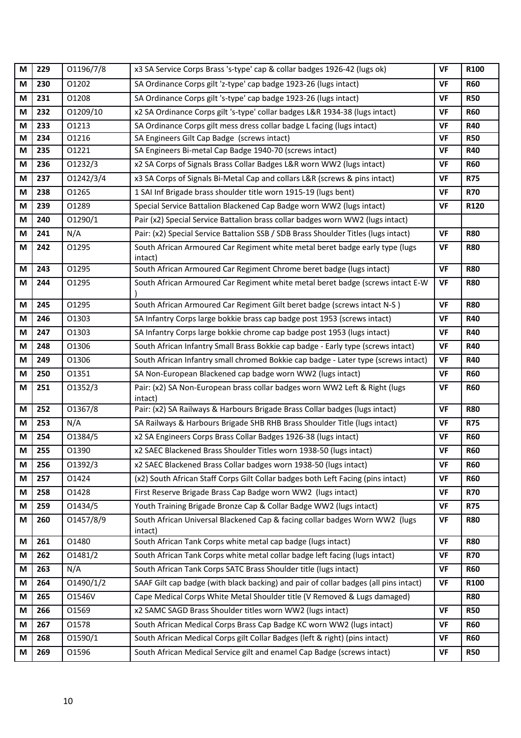| M | 229 | O1196/7/8 | x3 SA Service Corps Brass 's-type' cap & collar badges 1926-42 (lugs ok) | VF | R100 |
|---|---|---|---|---|---|
| M | 230 | O1202 | SA Ordinance Corps gilt 'z-type' cap badge 1923-26 (lugs intact) | VF | R60 |
| M | 231 | O1208 | SA Ordinance Corps gilt 's-type' cap badge 1923-26 (lugs intact) | VF | R50 |
| M | 232 | O1209/10 | x2 SA Ordinance Corps gilt 's-type' collar badges L&R 1934-38 (lugs intact) | VF | R60 |
| M | 233 | O1213 | SA Ordinance Corps gilt mess dress collar badge L facing (lugs intact) | VF | R40 |
| M | 234 | O1216 | SA Engineers Gilt Cap Badge (screws intact) | VF | R50 |
| M | 235 | O1221 | SA Engineers Bi-metal Cap Badge 1940-70 (screws intact) | VF | R40 |
| M | 236 | O1232/3 | x2 SA Corps of Signals Brass Collar Badges L&R worn WW2 (lugs intact) | VF | R60 |
| M | 237 | O1242/3/4 | x3 SA Corps of Signals Bi-Metal Cap and collars L&R (screws & pins intact) | VF | R75 |
| M | 238 | O1265 | 1 SAI Inf Brigade brass shoulder title worn 1915-19 (lugs bent) | VF | R70 |
| M | 239 | O1289 | Special Service Battalion Blackened Cap Badge worn WW2 (lugs intact) | VF | R120 |
| M | 240 | O1290/1 | Pair (x2) Special Service Battalion brass collar badges worn WW2 (lugs intact) | | |
| M | 241 | N/A | Pair: (x2) Special Service Battalion SSB / SDB Brass Shoulder Titles (lugs intact) | VF | R80 |
| M | 242 | O1295 | South African Armoured Car Regiment white metal beret badge early type (lugs intact) | VF | R80 |
| M | 243 | O1295 | South African Armoured Car Regiment Chrome beret badge (lugs intact) | VF | R80 |
| M | 244 | O1295 | South African Armoured Car Regiment white metal beret badge (screws intact E-W ) | VF | R80 |
| M | 245 | O1295 | South African Armoured Car Regiment Gilt beret badge (screws intact N-S ) | VF | R80 |
| M | 246 | O1303 | SA Infantry Corps large bokkie brass cap badge post 1953 (screws intact) | VF | R40 |
| M | 247 | O1303 | SA Infantry Corps large bokkie chrome cap badge post 1953 (lugs intact) | VF | R40 |
| M | 248 | O1306 | South African Infantry Small Brass Bokkie cap badge - Early type (screws intact) | VF | R40 |
| M | 249 | O1306 | South African Infantry small chromed Bokkie cap badge - Later type (screws intact) | VF | R40 |
| M | 250 | O1351 | SA Non-European Blackened cap badge worn WW2 (lugs intact) | VF | R60 |
| M | 251 | O1352/3 | Pair: (x2) SA Non-European brass collar badges worn WW2 Left & Right (lugs intact) | VF | R60 |
| M | 252 | O1367/8 | Pair: (x2) SA Railways & Harbours Brigade Brass Collar badges (lugs intact) | VF | R80 |
| M | 253 | N/A | SA Railways & Harbours Brigade SHB RHB Brass Shoulder Title (lugs intact) | VF | R75 |
| M | 254 | O1384/5 | x2 SA Engineers Corps Brass Collar Badges 1926-38 (lugs intact) | VF | R60 |
| M | 255 | O1390 | x2 SAEC Blackened Brass Shoulder Titles worn 1938-50 (lugs intact) | VF | R60 |
| M | 256 | O1392/3 | x2 SAEC Blackened Brass Collar badges worn 1938-50 (lugs intact) | VF | R60 |
| M | 257 | O1424 | (x2) South African Staff Corps Gilt Collar badges both Left Facing (pins intact) | VF | R60 |
| M | 258 | O1428 | First Reserve Brigade Brass Cap Badge worn WW2 (lugs intact) | VF | R70 |
| M | 259 | O1434/5 | Youth Training Brigade Bronze Cap & Collar Badge WW2 (lugs intact) | VF | R75 |
| M | 260 | O1457/8/9 | South African Universal Blackened Cap & facing collar badges Worn WW2 (lugs intact) | VF | R80 |
| M | 261 | O1480 | South African Tank Corps white metal cap badge (lugs intact) | VF | R80 |
| M | 262 | O1481/2 | South African Tank Corps white metal collar badge left facing (lugs intact) | VF | R70 |
| M | 263 | N/A | South African Tank Corps SATC Brass Shoulder title (lugs intact) | VF | R60 |
| M | 264 | O1490/1/2 | SAAF Gilt cap badge (with black backing) and pair of collar badges (all pins intact) | VF | R100 |
| M | 265 | O1546V | Cape Medical Corps White Metal Shoulder title (V Removed & Lugs damaged) | | R80 |
| M | 266 | O1569 | x2 SAMC SAGD Brass Shoulder titles worn WW2 (lugs intact) | VF | R50 |
| M | 267 | O1578 | South African Medical Corps Brass Cap Badge KC worn WW2 (lugs intact) | VF | R60 |
| M | 268 | O1590/1 | South African Medical Corps gilt Collar Badges (left & right) (pins intact) | VF | R60 |
| M | 269 | O1596 | South African Medical Service gilt and enamel Cap Badge (screws intact) | VF | R50 |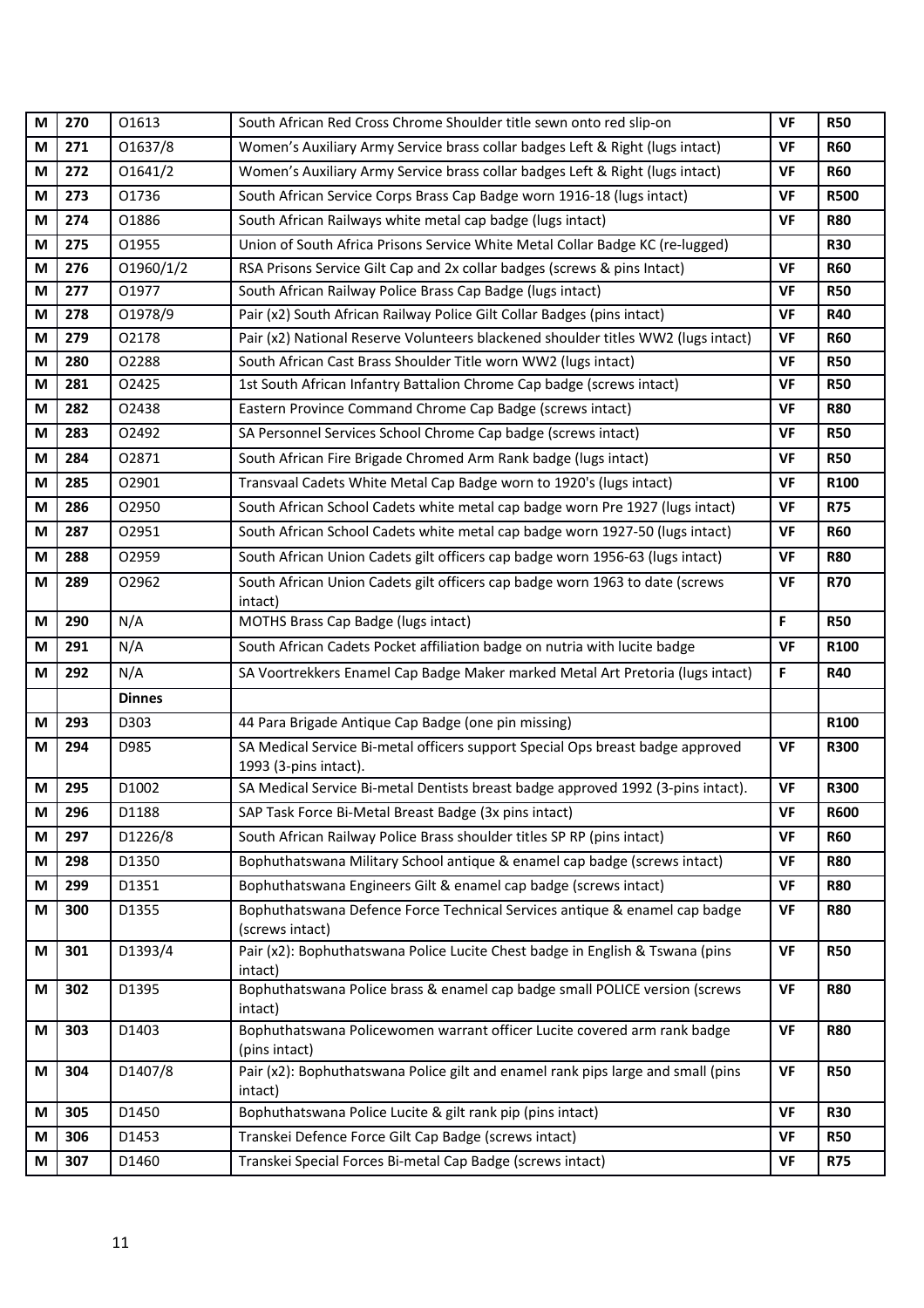| | | | | | |
|---|---|---|---|---|---|
| M | 270 | O1613 | South African Red Cross Chrome Shoulder title sewn onto red slip-on | VF | R50 |
| M | 271 | O1637/8 | Women's Auxiliary Army Service brass collar badges Left & Right (lugs intact) | VF | R60 |
| M | 272 | O1641/2 | Women's Auxiliary Army Service brass collar badges Left & Right (lugs intact) | VF | R60 |
| M | 273 | O1736 | South African Service Corps Brass Cap Badge worn 1916-18 (lugs intact) | VF | R500 |
| M | 274 | O1886 | South African Railways white metal cap badge (lugs intact) | VF | R80 |
| M | 275 | O1955 | Union of South Africa Prisons Service White Metal Collar Badge KC (re-lugged) | | R30 |
| M | 276 | O1960/1/2 | RSA Prisons Service Gilt Cap and 2x collar badges (screws & pins Intact) | VF | R60 |
| M | 277 | O1977 | South African Railway Police Brass Cap Badge (lugs intact) | VF | R50 |
| M | 278 | O1978/9 | Pair (x2) South African Railway Police Gilt Collar Badges (pins intact) | VF | R40 |
| M | 279 | O2178 | Pair (x2) National Reserve Volunteers blackened shoulder titles WW2 (lugs intact) | VF | R60 |
| M | 280 | O2288 | South African Cast Brass Shoulder Title worn WW2 (lugs intact) | VF | R50 |
| M | 281 | O2425 | 1st South African Infantry Battalion Chrome Cap badge (screws intact) | VF | R50 |
| M | 282 | O2438 | Eastern Province Command Chrome Cap Badge (screws intact) | VF | R80 |
| M | 283 | O2492 | SA Personnel Services School Chrome Cap badge (screws intact) | VF | R50 |
| M | 284 | O2871 | South African Fire Brigade Chromed Arm Rank badge (lugs intact) | VF | R50 |
| M | 285 | O2901 | Transvaal Cadets White Metal Cap Badge worn to 1920's (lugs intact) | VF | R100 |
| M | 286 | O2950 | South African School Cadets white metal cap badge worn Pre 1927 (lugs intact) | VF | R75 |
| M | 287 | O2951 | South African School Cadets white metal cap badge worn 1927-50 (lugs intact) | VF | R60 |
| M | 288 | O2959 | South African Union Cadets gilt officers cap badge worn 1956-63 (lugs intact) | VF | R80 |
| M | 289 | O2962 | South African Union Cadets gilt officers cap badge worn 1963 to date (screws intact) | VF | R70 |
| M | 290 | N/A | MOTHS Brass Cap Badge (lugs intact) | F | R50 |
| M | 291 | N/A | South African Cadets Pocket affiliation badge on nutria with lucite badge | VF | R100 |
| M | 292 | N/A | SA Voortrekkers Enamel Cap Badge Maker marked Metal Art Pretoria (lugs intact) | F | R40 |
| | | **Dinnes** | | | |
| M | 293 | D303 | 44 Para Brigade Antique Cap Badge (one pin missing) | | R100 |
| M | 294 | D985 | SA Medical Service Bi-metal officers support Special Ops breast badge approved 1993 (3-pins intact). | VF | R300 |
| M | 295 | D1002 | SA Medical Service Bi-metal Dentists breast badge approved 1992 (3-pins intact). | VF | R300 |
| M | 296 | D1188 | SAP Task Force Bi-Metal Breast Badge (3x pins intact) | VF | R600 |
| M | 297 | D1226/8 | South African Railway Police Brass shoulder titles SP RP (pins intact) | VF | R60 |
| M | 298 | D1350 | Bophuthatswana Military School antique & enamel cap badge (screws intact) | VF | R80 |
| M | 299 | D1351 | Bophuthatswana Engineers Gilt & enamel cap badge (screws intact) | VF | R80 |
| M | 300 | D1355 | Bophuthatswana Defence Force Technical Services antique & enamel cap badge (screws intact) | VF | R80 |
| M | 301 | D1393/4 | Pair (x2): Bophuthatswana Police Lucite Chest badge in English & Tswana (pins intact) | VF | R50 |
| M | 302 | D1395 | Bophuthatswana Police brass & enamel cap badge small POLICE version (screws intact) | VF | R80 |
| M | 303 | D1403 | Bophuthatswana Policewomen warrant officer Lucite covered arm rank badge (pins intact) | VF | R80 |
| M | 304 | D1407/8 | Pair (x2): Bophuthatswana Police gilt and enamel rank pips large and small (pins intact) | VF | R50 |
| M | 305 | D1450 | Bophuthatswana Police Lucite & gilt rank pip (pins intact) | VF | R30 |
| M | 306 | D1453 | Transkei Defence Force Gilt Cap Badge (screws intact) | VF | R50 |
| M | 307 | D1460 | Transkei Special Forces Bi-metal Cap Badge (screws intact) | VF | R75 |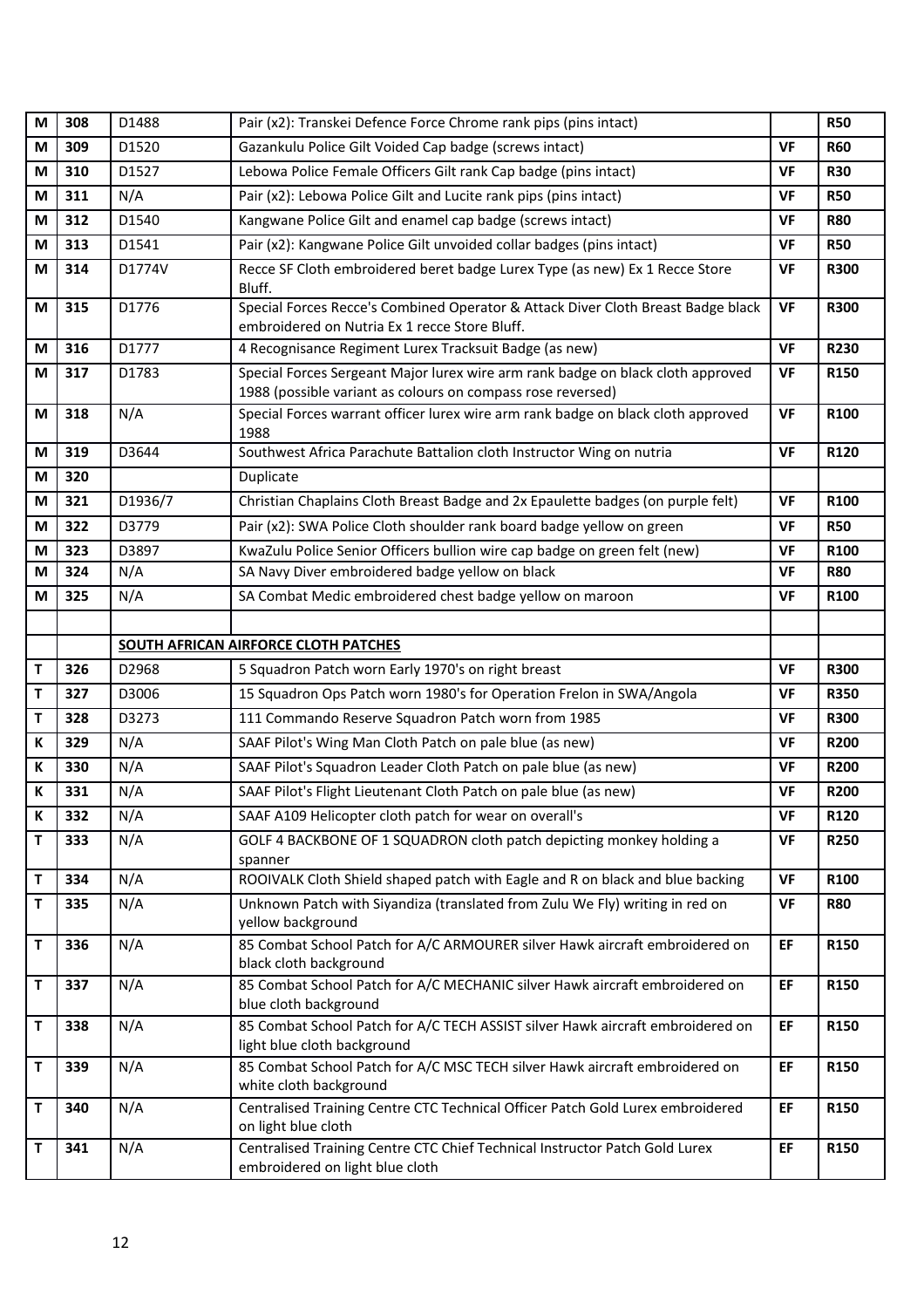| M | 308 | D1488 | Pair (x2): Transkei Defence Force Chrome rank pips (pins intact) | | R50 |
|---|---|---|---|---|---|
| M | 309 | D1520 | Gazankulu Police Gilt Voided Cap badge (screws intact) | VF | R60 |
| M | 310 | D1527 | Lebowa Police Female Officers Gilt rank Cap badge (pins intact) | VF | R30 |
| M | 311 | N/A | Pair (x2): Lebowa Police Gilt and Lucite rank pips (pins intact) | VF | R50 |
| M | 312 | D1540 | Kangwane Police Gilt and enamel cap badge (screws intact) | VF | R80 |
| M | 313 | D1541 | Pair (x2): Kangwane Police Gilt unvoided collar badges (pins intact) | VF | R50 |
| M | 314 | D1774V | Recce SF Cloth embroidered beret badge Lurex Type (as new) Ex 1 Recce Store Bluff. | VF | R300 |
| M | 315 | D1776 | Special Forces Recce's Combined Operator & Attack Diver Cloth Breast Badge black embroidered on Nutria Ex 1 recce Store Bluff. | VF | R300 |
| M | 316 | D1777 | 4 Recognisance Regiment Lurex Tracksuit Badge (as new) | VF | R230 |
| M | 317 | D1783 | Special Forces Sergeant Major lurex wire arm rank badge on black cloth approved 1988 (possible variant as colours on compass rose reversed) | VF | R150 |
| M | 318 | N/A | Special Forces warrant officer lurex wire arm rank badge on black cloth approved 1988 | VF | R100 |
| M | 319 | D3644 | Southwest Africa Parachute Battalion cloth Instructor Wing on nutria | VF | R120 |
| M | 320 | | Duplicate | | |
| M | 321 | D1936/7 | Christian Chaplains Cloth Breast Badge and 2x Epaulette badges (on purple felt) | VF | R100 |
| M | 322 | D3779 | Pair (x2): SWA Police Cloth shoulder rank board badge yellow on green | VF | R50 |
| M | 323 | D3897 | KwaZulu Police Senior Officers bullion wire cap badge on green felt (new) | VF | R100 |
| M | 324 | N/A | SA Navy Diver embroidered badge yellow on black | VF | R80 |
| M | 325 | N/A | SA Combat Medic embroidered chest badge yellow on maroon | VF | R100 |
| | | | | | |
| | | **SOUTH AFRICAN AIRFORCE CLOTH PATCHES** | | | |
| T | 326 | D2968 | 5 Squadron Patch worn Early 1970's on right breast | VF | R300 |
| T | 327 | D3006 | 15 Squadron Ops Patch worn 1980's for Operation Frelon in SWA/Angola | VF | R350 |
| T | 328 | D3273 | 111 Commando Reserve Squadron Patch worn from 1985 | VF | R300 |
| K | 329 | N/A | SAAF Pilot's Wing Man Cloth Patch on pale blue (as new) | VF | R200 |
| K | 330 | N/A | SAAF Pilot's Squadron Leader Cloth Patch on pale blue (as new) | VF | R200 |
| K | 331 | N/A | SAAF Pilot's Flight Lieutenant Cloth Patch on pale blue (as new) | VF | R200 |
| K | 332 | N/A | SAAF A109 Helicopter cloth patch for wear on overall's | VF | R120 |
| T | 333 | N/A | GOLF 4 BACKBONE OF 1 SQUADRON cloth patch depicting monkey holding a spanner | VF | R250 |
| T | 334 | N/A | ROOIVALK Cloth Shield shaped patch with Eagle and R on black and blue backing | VF | R100 |
| T | 335 | N/A | Unknown Patch with Siyandiza (translated from Zulu We Fly) writing in red on yellow background | VF | R80 |
| T | 336 | N/A | 85 Combat School Patch for A/C ARMOURER silver Hawk aircraft embroidered on black cloth background | EF | R150 |
| T | 337 | N/A | 85 Combat School Patch for A/C MECHANIC silver Hawk aircraft embroidered on blue cloth background | EF | R150 |
| T | 338 | N/A | 85 Combat School Patch for A/C TECH ASSIST silver Hawk aircraft embroidered on light blue cloth background | EF | R150 |
| T | 339 | N/A | 85 Combat School Patch for A/C MSC TECH silver Hawk aircraft embroidered on white cloth background | EF | R150 |
| T | 340 | N/A | Centralised Training Centre CTC Technical Officer Patch Gold Lurex embroidered on light blue cloth | EF | R150 |
| T | 341 | N/A | Centralised Training Centre CTC Chief Technical Instructor Patch Gold Lurex embroidered on light blue cloth | EF | R150 |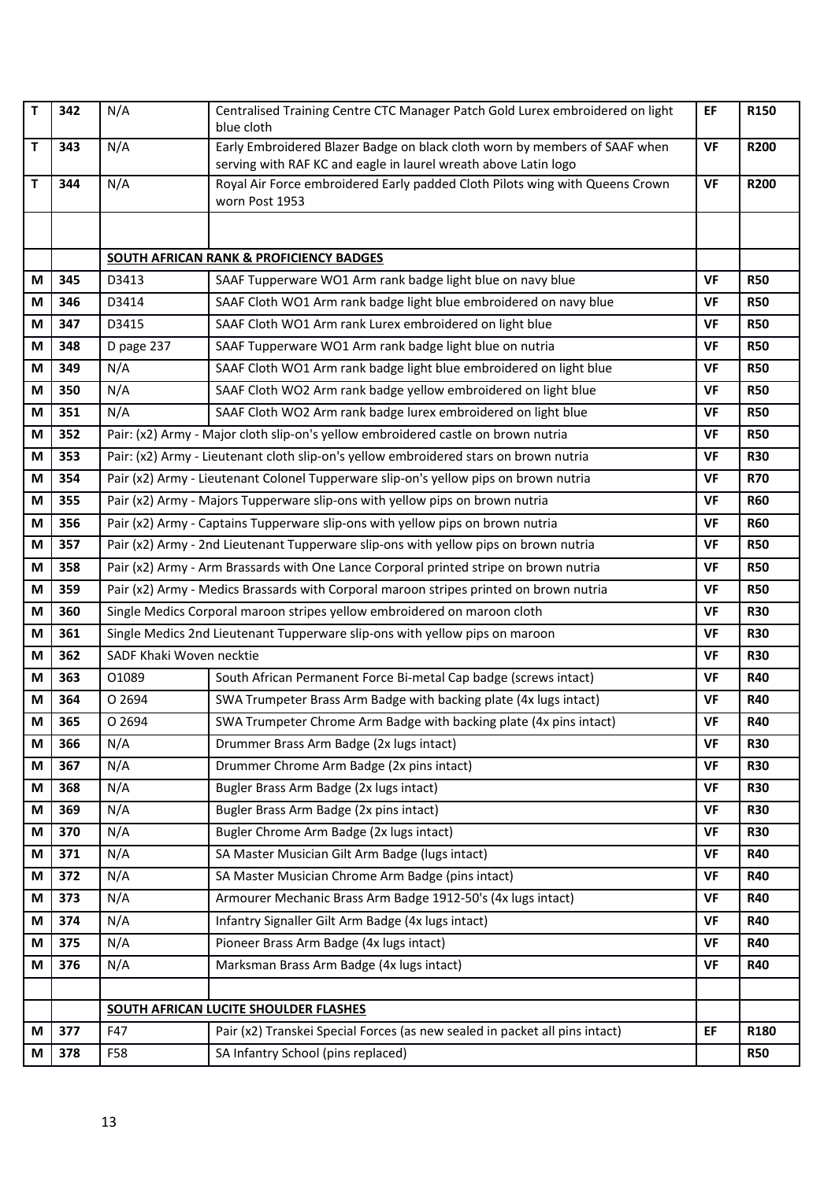| T | 342 | N/A | Centralised Training Centre CTC Manager Patch Gold Lurex embroidered on light blue cloth | EF | R150 |
|---|---|---|---|---|---|
| T | 343 | N/A | Early Embroidered Blazer Badge on black cloth worn by members of SAAF when serving with RAF KC and eagle in laurel wreath above Latin logo | VF | R200 |
| T | 344 | N/A | Royal Air Force embroidered Early padded Cloth Pilots wing with Queens Crown worn Post 1953 | VF | R200 |
| | | | | | |
| | | **SOUTH AFRICAN RANK & PROFICIENCY BADGES** | | | |
| M | 345 | D3413 | SAAF Tupperware WO1 Arm rank badge light blue on navy blue | VF | R50 |
| M | 346 | D3414 | SAAF Cloth WO1 Arm rank badge light blue embroidered on navy blue | VF | R50 |
| M | 347 | D3415 | SAAF Cloth WO1 Arm rank Lurex embroidered on light blue | VF | R50 |
| M | 348 | D page 237 | SAAF Tupperware WO1 Arm rank badge light blue on nutria | VF | R50 |
| M | 349 | N/A | SAAF Cloth WO1 Arm rank badge light blue embroidered on light blue | VF | R50 |
| M | 350 | N/A | SAAF Cloth WO2 Arm rank badge yellow embroidered on light blue | VF | R50 |
| M | 351 | N/A | SAAF Cloth WO2 Arm rank badge lurex embroidered on light blue | VF | R50 |
| M | 352 | Pair: (x2) Army - Major cloth slip-on's yellow embroidered castle on brown nutria | | VF | R50 |
| M | 353 | Pair: (x2) Army - Lieutenant cloth slip-on's yellow embroidered stars on brown nutria | | VF | R30 |
| M | 354 | Pair (x2) Army - Lieutenant Colonel Tupperware slip-on's yellow pips on brown nutria | | VF | R70 |
| M | 355 | Pair (x2) Army - Majors Tupperware slip-ons with yellow pips on brown nutria | | VF | R60 |
| M | 356 | Pair (x2) Army - Captains Tupperware slip-ons with yellow pips on brown nutria | | VF | R60 |
| M | 357 | Pair (x2) Army - 2nd Lieutenant Tupperware slip-ons with yellow pips on brown nutria | | VF | R50 |
| M | 358 | Pair (x2) Army - Arm Brassards with One Lance Corporal printed stripe on brown nutria | | VF | R50 |
| M | 359 | Pair (x2) Army - Medics Brassards with Corporal maroon stripes printed on brown nutria | | VF | R50 |
| M | 360 | Single Medics Corporal maroon stripes yellow embroidered on maroon cloth | | VF | R30 |
| M | 361 | Single Medics 2nd Lieutenant Tupperware slip-ons with yellow pips on maroon | | VF | R30 |
| M | 362 | SADF Khaki Woven necktie | | VF | R30 |
| M | 363 | O1089 | South African Permanent Force Bi-metal Cap badge (screws intact) | VF | R40 |
| M | 364 | O 2694 | SWA Trumpeter Brass Arm Badge with backing plate (4x lugs intact) | VF | R40 |
| M | 365 | O 2694 | SWA Trumpeter Chrome Arm Badge with backing plate (4x pins intact) | VF | R40 |
| M | 366 | N/A | Drummer Brass Arm Badge (2x lugs intact) | VF | R30 |
| M | 367 | N/A | Drummer Chrome Arm Badge (2x pins intact) | VF | R30 |
| M | 368 | N/A | Bugler Brass Arm Badge (2x lugs intact) | VF | R30 |
| M | 369 | N/A | Bugler Brass Arm Badge (2x pins intact) | VF | R30 |
| M | 370 | N/A | Bugler Chrome Arm Badge (2x lugs intact) | VF | R30 |
| M | 371 | N/A | SA Master Musician Gilt Arm Badge (lugs intact) | VF | R40 |
| M | 372 | N/A | SA Master Musician Chrome Arm Badge (pins intact) | VF | R40 |
| M | 373 | N/A | Armourer Mechanic Brass Arm Badge 1912-50's (4x lugs intact) | VF | R40 |
| M | 374 | N/A | Infantry Signaller Gilt Arm Badge (4x lugs intact) | VF | R40 |
| M | 375 | N/A | Pioneer Brass Arm Badge (4x lugs intact) | VF | R40 |
| M | 376 | N/A | Marksman Brass Arm Badge (4x lugs intact) | VF | R40 |
| | | | | | |
| | | **SOUTH AFRICAN LUCITE SHOULDER FLASHES** | | | |
| M | 377 | F47 | Pair (x2) Transkei Special Forces (as new sealed in packet all pins intact) | EF | R180 |
| M | 378 | F58 | SA Infantry School (pins replaced) | | R50 |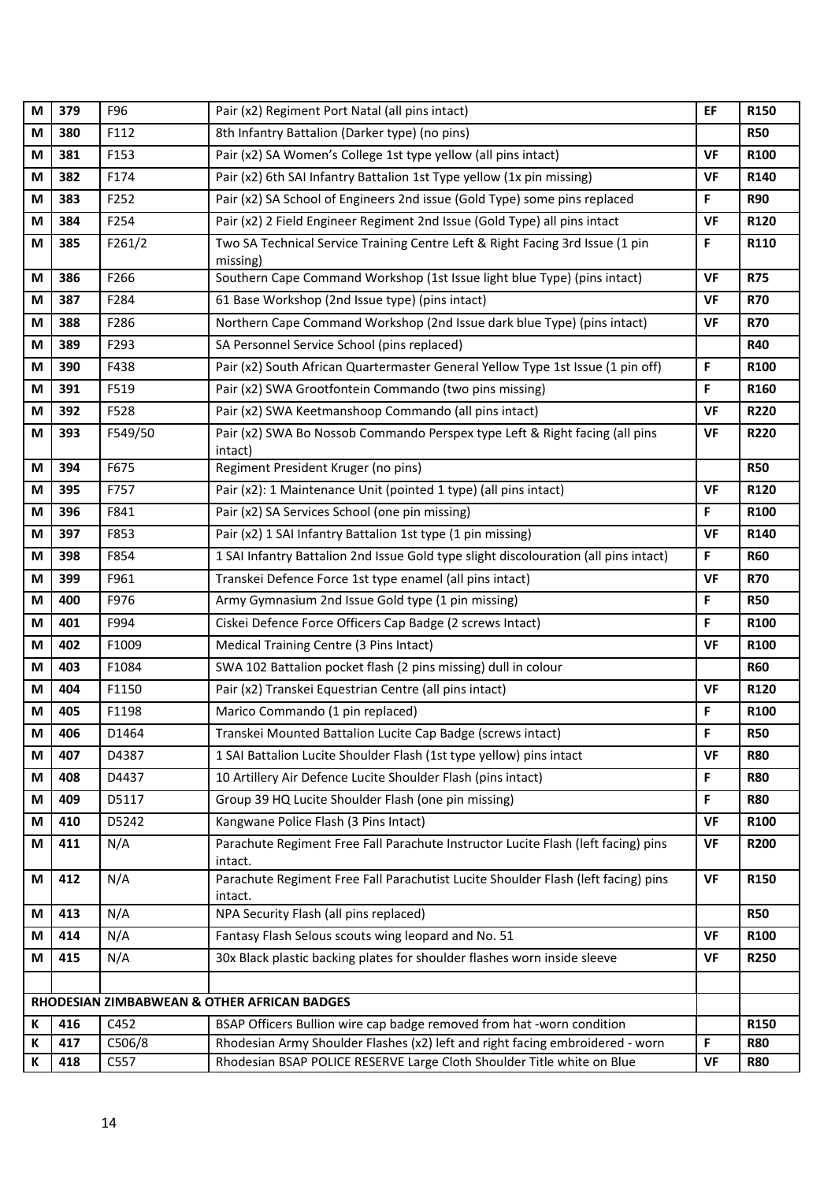| M | 379 | F96 | Pair (x2) Regiment Port Natal (all pins intact) | EF | R150 |
|---|---|---|---|---|---|
| M | 380 | F112 | 8th Infantry Battalion (Darker type) (no pins) | | R50 |
| M | 381 | F153 | Pair (x2) SA Women's College 1st type yellow (all pins intact) | VF | R100 |
| M | 382 | F174 | Pair (x2) 6th SAI Infantry Battalion 1st Type yellow (1x pin missing) | VF | R140 |
| M | 383 | F252 | Pair (x2) SA School of Engineers 2nd issue (Gold Type) some pins replaced | F | R90 |
| M | 384 | F254 | Pair (x2) 2 Field Engineer Regiment 2nd Issue (Gold Type) all pins intact | VF | R120 |
| M | 385 | F261/2 | Two SA Technical Service Training Centre Left & Right Facing 3rd Issue (1 pin missing) | F | R110 |
| M | 386 | F266 | Southern Cape Command Workshop (1st Issue light blue Type) (pins intact) | VF | R75 |
| M | 387 | F284 | 61 Base Workshop (2nd Issue type) (pins intact) | VF | R70 |
| M | 388 | F286 | Northern Cape Command Workshop (2nd Issue dark blue Type) (pins intact) | VF | R70 |
| M | 389 | F293 | SA Personnel Service School (pins replaced) | | R40 |
| M | 390 | F438 | Pair (x2) South African Quartermaster General Yellow Type 1st Issue (1 pin off) | F | R100 |
| M | 391 | F519 | Pair (x2) SWA Grootfontein Commando (two pins missing) | F | R160 |
| M | 392 | F528 | Pair (x2) SWA Keetmanshoop Commando (all pins intact) | VF | R220 |
| M | 393 | F549/50 | Pair (x2) SWA Bo Nossob Commando Perspex type Left & Right facing (all pins intact) | VF | R220 |
| M | 394 | F675 | Regiment President Kruger (no pins) | | R50 |
| M | 395 | F757 | Pair (x2): 1 Maintenance Unit (pointed 1 type) (all pins intact) | VF | R120 |
| M | 396 | F841 | Pair (x2) SA Services School (one pin missing) | F | R100 |
| M | 397 | F853 | Pair (x2) 1 SAI Infantry Battalion 1st type (1 pin missing) | VF | R140 |
| M | 398 | F854 | 1 SAI Infantry Battalion 2nd Issue Gold type slight discolouration (all pins intact) | F | R60 |
| M | 399 | F961 | Transkei Defence Force 1st type enamel (all pins intact) | VF | R70 |
| M | 400 | F976 | Army Gymnasium 2nd Issue Gold type (1 pin missing) | F | R50 |
| M | 401 | F994 | Ciskei Defence Force Officers Cap Badge (2 screws Intact) | F | R100 |
| M | 402 | F1009 | Medical Training Centre (3 Pins Intact) | VF | R100 |
| M | 403 | F1084 | SWA 102 Battalion pocket flash (2 pins missing) dull in colour | | R60 |
| M | 404 | F1150 | Pair (x2) Transkei Equestrian Centre (all pins intact) | VF | R120 |
| M | 405 | F1198 | Marico Commando (1 pin replaced) | F | R100 |
| M | 406 | D1464 | Transkei Mounted Battalion Lucite Cap Badge (screws intact) | F | R50 |
| M | 407 | D4387 | 1 SAI Battalion Lucite Shoulder Flash (1st type yellow) pins intact | VF | R80 |
| M | 408 | D4437 | 10 Artillery Air Defence Lucite Shoulder Flash (pins intact) | F | R80 |
| M | 409 | D5117 | Group 39 HQ Lucite Shoulder Flash (one pin missing) | F | R80 |
| M | 410 | D5242 | Kangwane Police Flash (3 Pins Intact) | VF | R100 |
| M | 411 | N/A | Parachute Regiment Free Fall Parachute Instructor Lucite Flash (left facing) pins intact. | VF | R200 |
| M | 412 | N/A | Parachute Regiment Free Fall Parachutist Lucite Shoulder Flash (left facing) pins intact. | VF | R150 |
| M | 413 | N/A | NPA Security Flash (all pins replaced) | | R50 |
| M | 414 | N/A | Fantasy Flash Selous scouts wing leopard and No. 51 | VF | R100 |
| M | 415 | N/A | 30x Black plastic backing plates for shoulder flashes worn inside sleeve | VF | R250 |
| | | | | | |
| **RHODESIAN ZIMBABWEAN & OTHER AFRICAN BADGES** | | | | | |
| K | 416 | C452 | BSAP Officers Bullion wire cap badge removed from hat -worn condition | | R150 |
| K | 417 | C506/8 | Rhodesian Army Shoulder Flashes (x2) left and right facing embroidered - worn | F | R80 |
| K | 418 | C557 | Rhodesian BSAP POLICE RESERVE Large Cloth Shoulder Title white on Blue | VF | R80 |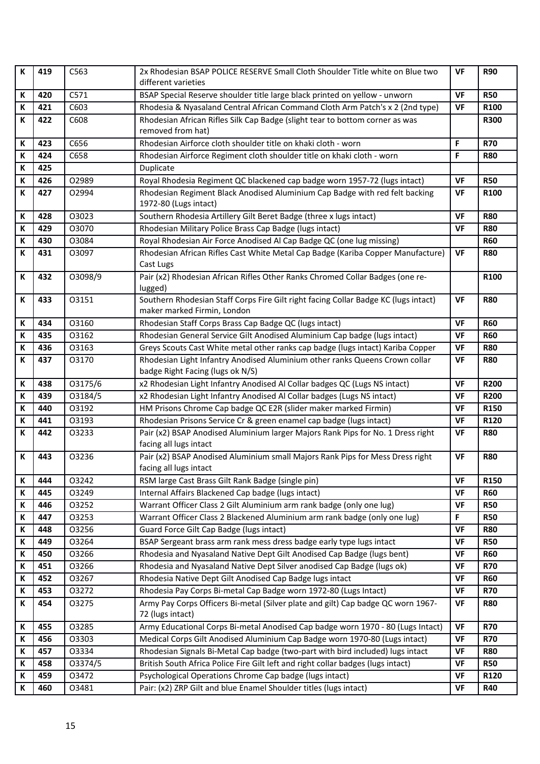| K | 419 | C563 | 2x Rhodesian BSAP POLICE RESERVE Small Cloth Shoulder Title white on Blue two different varieties | VF | R90 |
|---|---|---|---|---|---|
| K | 420 | C571 | BSAP Special Reserve shoulder title large black printed on yellow - unworn | VF | R50 |
| K | 421 | C603 | Rhodesia & Nyasaland Central African Command Cloth Arm Patch's x 2 (2nd type) | VF | R100 |
| K | 422 | C608 | Rhodesian African Rifles Silk Cap Badge (slight tear to bottom corner as was removed from hat) | | R300 |
| K | 423 | C656 | Rhodesian Airforce cloth shoulder title on khaki cloth - worn | F | R70 |
| K | 424 | C658 | Rhodesian Airforce Regiment cloth shoulder title on khaki cloth - worn | F | R80 |
| K | 425 | | Duplicate | | |
| K | 426 | O2989 | Royal Rhodesia Regiment QC blackened cap badge worn 1957-72 (lugs intact) | VF | R50 |
| K | 427 | O2994 | Rhodesian Regiment Black Anodised Aluminium Cap Badge with red felt backing 1972-80 (Lugs intact) | VF | R100 |
| K | 428 | O3023 | Southern Rhodesia Artillery Gilt Beret Badge (three x lugs intact) | VF | R80 |
| K | 429 | O3070 | Rhodesian Military Police Brass Cap Badge (lugs intact) | VF | R80 |
| K | 430 | O3084 | Royal Rhodesian Air Force Anodised Al Cap Badge QC (one lug missing) | | R60 |
| K | 431 | O3097 | Rhodesian African Rifles Cast White Metal Cap Badge (Kariba Copper Manufacture) Cast Lugs | VF | R80 |
| K | 432 | O3098/9 | Pair (x2) Rhodesian African Rifles Other Ranks Chromed Collar Badges (one re-lugged) | | R100 |
| K | 433 | O3151 | Southern Rhodesian Staff Corps Fire Gilt right facing Collar Badge KC (lugs intact) maker marked Firmin, London | VF | R80 |
| K | 434 | O3160 | Rhodesian Staff Corps Brass Cap Badge QC (lugs intact) | VF | R60 |
| K | 435 | O3162 | Rhodesian General Service Gilt Anodised Aluminium Cap badge (lugs intact) | VF | R60 |
| K | 436 | O3163 | Greys Scouts Cast White metal other ranks cap badge (lugs intact) Kariba Copper | VF | R80 |
| K | 437 | O3170 | Rhodesian Light Infantry Anodised Aluminium other ranks Queens Crown collar badge Right Facing (lugs ok N/S) | VF | R80 |
| K | 438 | O3175/6 | x2 Rhodesian Light Infantry Anodised Al Collar badges QC (Lugs NS intact) | VF | R200 |
| K | 439 | O3184/5 | x2 Rhodesian Light Infantry Anodised Al Collar badges (Lugs NS intact) | VF | R200 |
| K | 440 | O3192 | HM Prisons Chrome Cap badge QC E2R (slider maker marked Firmin) | VF | R150 |
| K | 441 | O3193 | Rhodesian Prisons Service Cr & green enamel cap badge (lugs intact) | VF | R120 |
| K | 442 | O3233 | Pair (x2) BSAP Anodised Aluminium larger Majors Rank Pips for No. 1 Dress right facing all lugs intact | VF | R80 |
| K | 443 | O3236 | Pair (x2) BSAP Anodised Aluminium small Majors Rank Pips for Mess Dress right facing all lugs intact | VF | R80 |
| K | 444 | O3242 | RSM large Cast Brass Gilt Rank Badge (single pin) | VF | R150 |
| K | 445 | O3249 | Internal Affairs Blackened Cap badge (lugs intact) | VF | R60 |
| K | 446 | O3252 | Warrant Officer Class 2 Gilt Aluminium arm rank badge (only one lug) | VF | R50 |
| K | 447 | O3253 | Warrant Officer Class 2 Blackened Aluminium arm rank badge (only one lug) | F | R50 |
| K | 448 | O3256 | Guard Force Gilt Cap Badge (lugs intact) | VF | R80 |
| K | 449 | O3264 | BSAP Sergeant brass arm rank mess dress badge early type lugs intact | VF | R50 |
| K | 450 | O3266 | Rhodesia and Nyasaland Native Dept Gilt Anodised Cap Badge (lugs bent) | VF | R60 |
| K | 451 | O3266 | Rhodesia and Nyasaland Native Dept Silver anodised Cap Badge (lugs ok) | VF | R70 |
| K | 452 | O3267 | Rhodesia Native Dept Gilt Anodised Cap Badge lugs intact | VF | R60 |
| K | 453 | O3272 | Rhodesia Pay Corps Bi-metal Cap Badge worn 1972-80 (Lugs Intact) | VF | R70 |
| K | 454 | O3275 | Army Pay Corps Officers Bi-metal (Silver plate and gilt) Cap badge QC worn 1967-72 (lugs intact) | VF | R80 |
| K | 455 | O3285 | Army Educational Corps Bi-metal Anodised Cap badge worn 1970 - 80 (Lugs Intact) | VF | R70 |
| K | 456 | O3303 | Medical Corps Gilt Anodised Aluminium Cap Badge worn 1970-80 (Lugs intact) | VF | R70 |
| K | 457 | O3334 | Rhodesian Signals Bi-Metal Cap badge (two-part with bird included) lugs intact | VF | R80 |
| K | 458 | O3374/5 | British South Africa Police Fire Gilt left and right collar badges (lugs intact) | VF | R50 |
| K | 459 | O3472 | Psychological Operations Chrome Cap badge (lugs intact) | VF | R120 |
| K | 460 | O3481 | Pair: (x2) ZRP Gilt and blue Enamel Shoulder titles (lugs intact) | VF | R40 |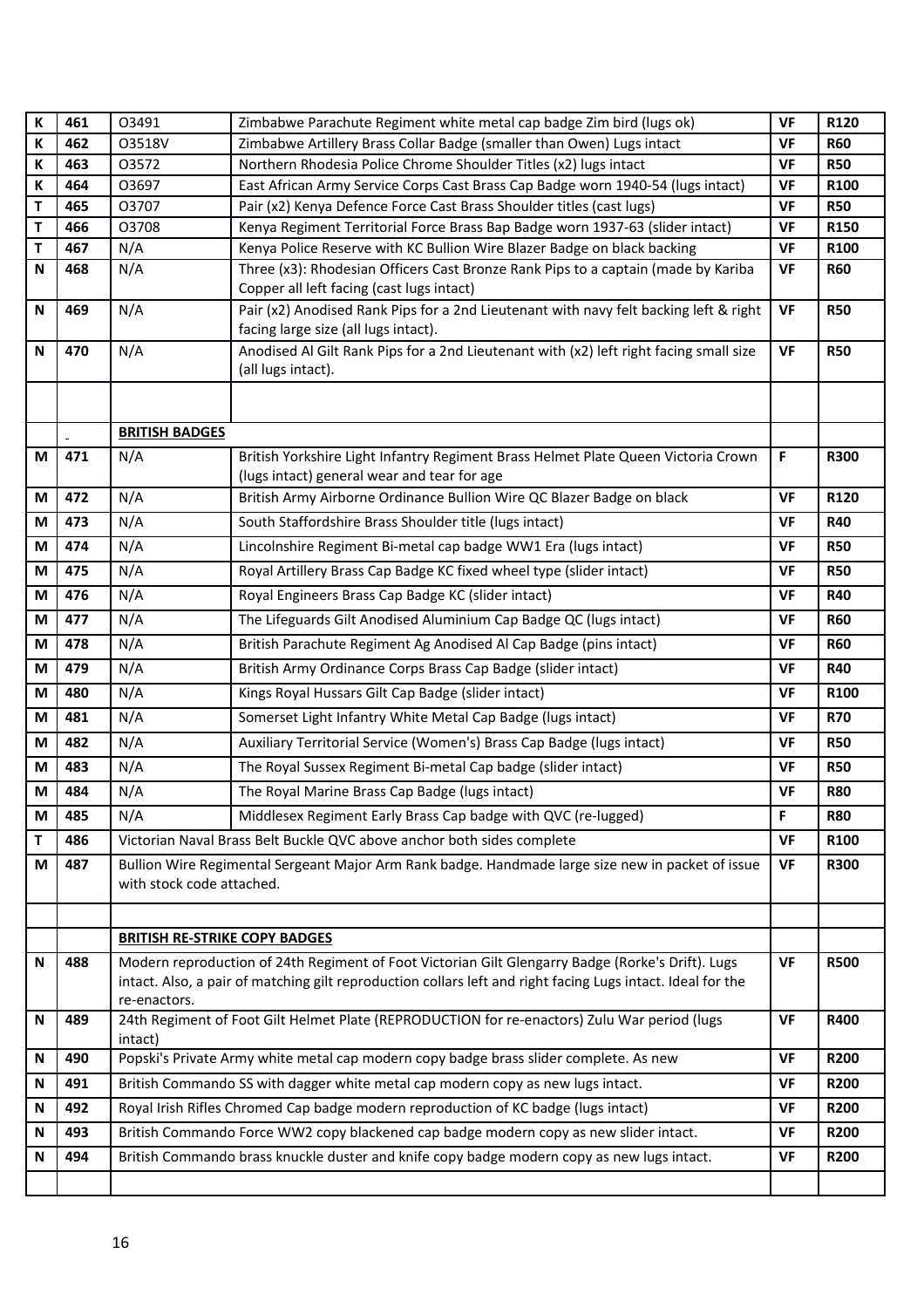| | | | | | |
|---|---|---|---|---|---|
| K | 461 | O3491 | Zimbabwe Parachute Regiment white metal cap badge Zim bird (lugs ok) | VF | R120 |
| K | 462 | O3518V | Zimbabwe Artillery Brass Collar Badge (smaller than Owen) Lugs intact | VF | R60 |
| K | 463 | O3572 | Northern Rhodesia Police Chrome Shoulder Titles (x2) lugs intact | VF | R50 |
| K | 464 | O3697 | East African Army Service Corps Cast Brass Cap Badge worn 1940-54 (lugs intact) | VF | R100 |
| T | 465 | O3707 | Pair (x2) Kenya Defence Force Cast Brass Shoulder titles (cast lugs) | VF | R50 |
| T | 466 | O3708 | Kenya Regiment Territorial Force Brass Bap Badge worn 1937-63 (slider intact) | VF | R150 |
| T | 467 | N/A | Kenya Police Reserve with KC Bullion Wire Blazer Badge on black backing | VF | R100 |
| N | 468 | N/A | Three (x3): Rhodesian Officers Cast Bronze Rank Pips to a captain (made by Kariba Copper all left facing (cast lugs intact) | VF | R60 |
| N | 469 | N/A | Pair (x2) Anodised Rank Pips for a 2nd Lieutenant with navy felt backing left & right facing large size (all lugs intact). | VF | R50 |
| N | 470 | N/A | Anodised Al Gilt Rank Pips for a 2nd Lieutenant with (x2) left right facing small size (all lugs intact). | VF | R50 |
| | | | | | |
| | - | **BRITISH BADGES** | | | |
| M | 471 | N/A | British Yorkshire Light Infantry Regiment Brass Helmet Plate Queen Victoria Crown (lugs intact) general wear and tear for age | F | R300 |
| M | 472 | N/A | British Army Airborne Ordinance Bullion Wire QC Blazer Badge on black | VF | R120 |
| M | 473 | N/A | South Staffordshire Brass Shoulder title (lugs intact) | VF | R40 |
| M | 474 | N/A | Lincolnshire Regiment Bi-metal cap badge WW1 Era (lugs intact) | VF | R50 |
| M | 475 | N/A | Royal Artillery Brass Cap Badge KC fixed wheel type (slider intact) | VF | R50 |
| M | 476 | N/A | Royal Engineers Brass Cap Badge KC (slider intact) | VF | R40 |
| M | 477 | N/A | The Lifeguards Gilt Anodised Aluminium Cap Badge QC (lugs intact) | VF | R60 |
| M | 478 | N/A | British Parachute Regiment Ag Anodised Al Cap Badge (pins intact) | VF | R60 |
| M | 479 | N/A | British Army Ordinance Corps Brass Cap Badge (slider intact) | VF | R40 |
| M | 480 | N/A | Kings Royal Hussars Gilt Cap Badge (slider intact) | VF | R100 |
| M | 481 | N/A | Somerset Light Infantry White Metal Cap Badge (lugs intact) | VF | R70 |
| M | 482 | N/A | Auxiliary Territorial Service (Women's) Brass Cap Badge (lugs intact) | VF | R50 |
| M | 483 | N/A | The Royal Sussex Regiment Bi-metal Cap badge (slider intact) | VF | R50 |
| M | 484 | N/A | The Royal Marine Brass Cap Badge (lugs intact) | VF | R80 |
| M | 485 | N/A | Middlesex Regiment Early Brass Cap badge with QVC (re-lugged) | F | R80 |
| T | 486 | Victorian Naval Brass Belt Buckle QVC above anchor both sides complete | | VF | R100 |
| M | 487 | Bullion Wire Regimental Sergeant Major Arm Rank badge. Handmade large size new in packet of issue with stock code attached. | | VF | R300 |
| | | | | | |
| | | **BRITISH RE-STRIKE COPY BADGES** | | | |
| N | 488 | Modern reproduction of 24th Regiment of Foot Victorian Gilt Glengarry Badge (Rorke's Drift). Lugs intact. Also, a pair of matching gilt reproduction collars left and right facing Lugs intact. Ideal for the re-enactors. | | VF | R500 |
| N | 489 | 24th Regiment of Foot Gilt Helmet Plate (REPRODUCTION for re-enactors) Zulu War period (lugs intact) | | VF | R400 |
| N | 490 | Popski's Private Army white metal cap modern copy badge brass slider complete. As new | | VF | R200 |
| N | 491 | British Commando SS with dagger white metal cap modern copy as new lugs intact. | | VF | R200 |
| N | 492 | Royal Irish Rifles Chromed Cap badge modern reproduction of KC badge (lugs intact) | | VF | R200 |
| N | 493 | British Commando Force WW2 copy blackened cap badge modern copy as new slider intact. | | VF | R200 |
| N | 494 | British Commando brass knuckle duster and knife copy badge modern copy as new lugs intact. | | VF | R200 |
| | | | | | |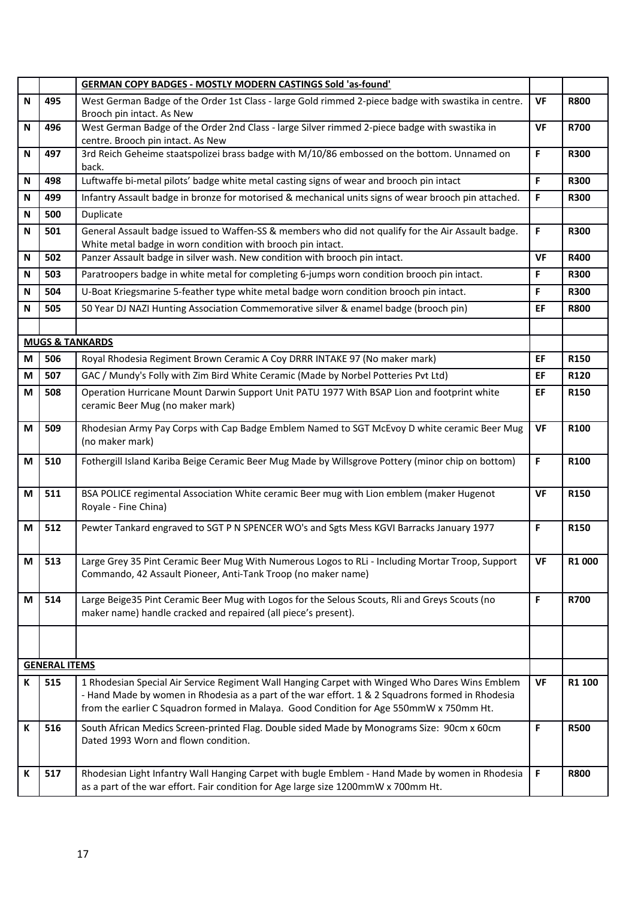| | | **GERMAN COPY BADGES - MOSTLY MODERN CASTINGS Sold 'as-found'** | | |
|---|---|---|---|---|
| N | 495 | West German Badge of the Order 1st Class - large Gold rimmed 2-piece badge with swastika in centre. Brooch pin intact. As New | VF | R800 |
| N | 496 | West German Badge of the Order 2nd Class - large Silver rimmed 2-piece badge with swastika in centre. Brooch pin intact. As New | VF | R700 |
| N | 497 | 3rd Reich Geheime staatspolizei brass badge with M/10/86 embossed on the bottom. Unnamed on back. | F | R300 |
| N | 498 | Luftwaffe bi-metal pilots' badge white metal casting signs of wear and brooch pin intact | F | R300 |
| N | 499 | Infantry Assault badge in bronze for motorised & mechanical units signs of wear brooch pin attached. | F | R300 |
| N | 500 | Duplicate | | |
| N | 501 | General Assault badge issued to Waffen-SS & members who did not qualify for the Air Assault badge. White metal badge in worn condition with brooch pin intact. | F | R300 |
| N | 502 | Panzer Assault badge in silver wash. New condition with brooch pin intact. | VF | R400 |
| N | 503 | Paratroopers badge in white metal for completing 6-jumps worn condition brooch pin intact. | F | R300 |
| N | 504 | U-Boat Kriegsmarine 5-feather type white metal badge worn condition brooch pin intact. | F | R300 |
| N | 505 | 50 Year DJ NAZI Hunting Association Commemorative silver & enamel badge (brooch pin) | EF | R800 |
| | | | | |
| **MUGS & TANKARDS** | | | | |
| M | 506 | Royal Rhodesia Regiment Brown Ceramic A Coy DRRR INTAKE 97 (No maker mark) | EF | R150 |
| M | 507 | GAC / Mundy's Folly with Zim Bird White Ceramic (Made by Norbel Potteries Pvt Ltd) | EF | R120 |
| M | 508 | Operation Hurricane Mount Darwin Support Unit PATU 1977 With BSAP Lion and footprint white ceramic Beer Mug (no maker mark) | EF | R150 |
| M | 509 | Rhodesian Army Pay Corps with Cap Badge Emblem Named to SGT McEvoy D white ceramic Beer Mug (no maker mark) | VF | R100 |
| M | 510 | Fothergill Island Kariba Beige Ceramic Beer Mug Made by Willsgrove Pottery (minor chip on bottom) | F | R100 |
| M | 511 | BSA POLICE regimental Association White ceramic Beer mug with Lion emblem (maker Hugenot Royale - Fine China) | VF | R150 |
| M | 512 | Pewter Tankard engraved to SGT P N SPENCER WO's and Sgts Mess KGVI Barracks January 1977 | F | R150 |
| M | 513 | Large Grey 35 Pint Ceramic Beer Mug With Numerous Logos to RLi - Including Mortar Troop, Support Commando, 42 Assault Pioneer, Anti-Tank Troop (no maker name) | VF | R1 000 |
| M | 514 | Large Beige35 Pint Ceramic Beer Mug with Logos for the Selous Scouts, Rli and Greys Scouts (no maker name) handle cracked and repaired (all piece's present). | F | R700 |
| | | | | |
| **GENERAL ITEMS** | | | | |
| K | 515 | 1 Rhodesian Special Air Service Regiment Wall Hanging Carpet with Winged Who Dares Wins Emblem - Hand Made by women in Rhodesia as a part of the war effort. 1 & 2 Squadrons formed in Rhodesia from the earlier C Squadron formed in Malaya. Good Condition for Age 550mmW x 750mm Ht. | VF | R1 100 |
| K | 516 | South African Medics Screen-printed Flag. Double sided Made by Monograms Size: 90cm x 60cm Dated 1993 Worn and flown condition. | F | R500 |
| K | 517 | Rhodesian Light Infantry Wall Hanging Carpet with bugle Emblem - Hand Made by women in Rhodesia as a part of the war effort. Fair condition for Age large size 1200mmW x 700mm Ht. | F | R800 |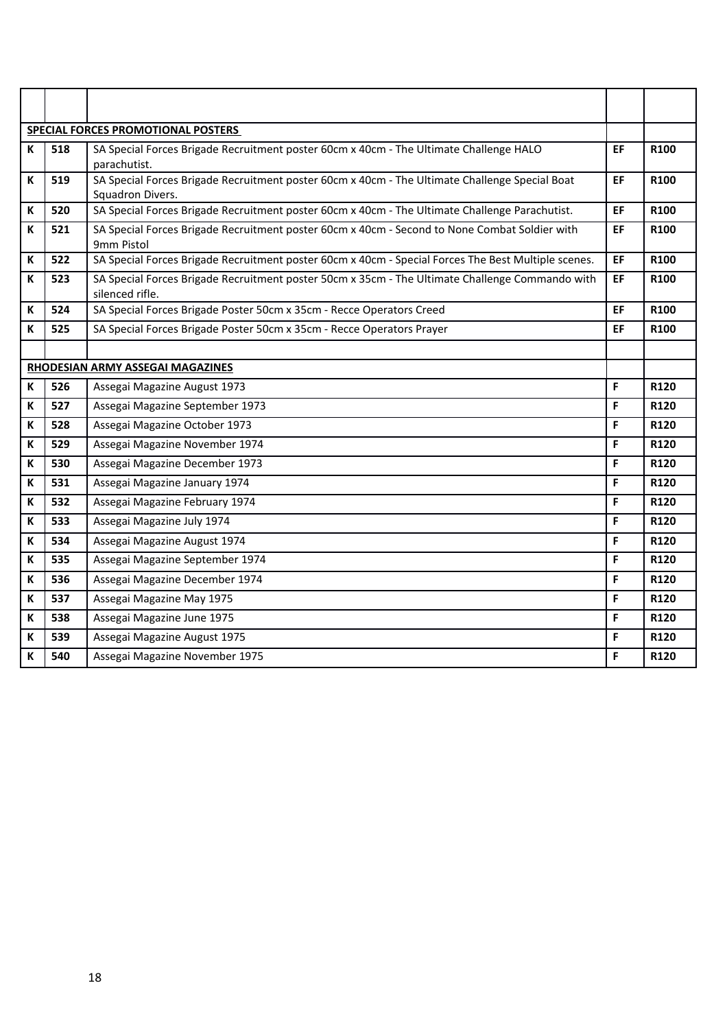| | | | | |
|---|---|---|---|---|
| | | | | |
| **SPECIAL FORCES PROMOTIONAL POSTERS** | | | | |
| **K** | **518** | SA Special Forces Brigade Recruitment poster 60cm x 40cm - The Ultimate Challenge HALO parachutist. | **EF** | **R100** |
| **K** | **519** | SA Special Forces Brigade Recruitment poster 60cm x 40cm - The Ultimate Challenge Special Boat Squadron Divers. | **EF** | **R100** |
| **K** | **520** | SA Special Forces Brigade Recruitment poster 60cm x 40cm - The Ultimate Challenge Parachutist. | **EF** | **R100** |
| **K** | **521** | SA Special Forces Brigade Recruitment poster 60cm x 40cm - Second to None Combat Soldier with 9mm Pistol | **EF** | **R100** |
| **K** | **522** | SA Special Forces Brigade Recruitment poster 60cm x 40cm - Special Forces The Best Multiple scenes. | **EF** | **R100** |
| **K** | **523** | SA Special Forces Brigade Recruitment poster 50cm x 35cm - The Ultimate Challenge Commando with silenced rifle. | **EF** | **R100** |
| **K** | **524** | SA Special Forces Brigade Poster 50cm x 35cm - Recce Operators Creed | **EF** | **R100** |
| **K** | **525** | SA Special Forces Brigade Poster 50cm x 35cm - Recce Operators Prayer | **EF** | **R100** |
| | | | | |
| **RHODESIAN ARMY ASSEGAI MAGAZINES** | | | | |
| **K** | **526** | Assegai Magazine August 1973 | **F** | **R120** |
| **K** | **527** | Assegai Magazine September 1973 | **F** | **R120** |
| **K** | **528** | Assegai Magazine October 1973 | **F** | **R120** |
| **K** | **529** | Assegai Magazine November 1974 | **F** | **R120** |
| **K** | **530** | Assegai Magazine December 1973 | **F** | **R120** |
| **K** | **531** | Assegai Magazine January 1974 | **F** | **R120** |
| **K** | **532** | Assegai Magazine February 1974 | **F** | **R120** |
| **K** | **533** | Assegai Magazine July 1974 | **F** | **R120** |
| **K** | **534** | Assegai Magazine August 1974 | **F** | **R120** |
| **K** | **535** | Assegai Magazine September 1974 | **F** | **R120** |
| **K** | **536** | Assegai Magazine December 1974 | **F** | **R120** |
| **K** | **537** | Assegai Magazine May 1975 | **F** | **R120** |
| **K** | **538** | Assegai Magazine June 1975 | **F** | **R120** |
| **K** | **539** | Assegai Magazine August 1975 | **F** | **R120** |
| **K** | **540** | Assegai Magazine November 1975 | **F** | **R120** |